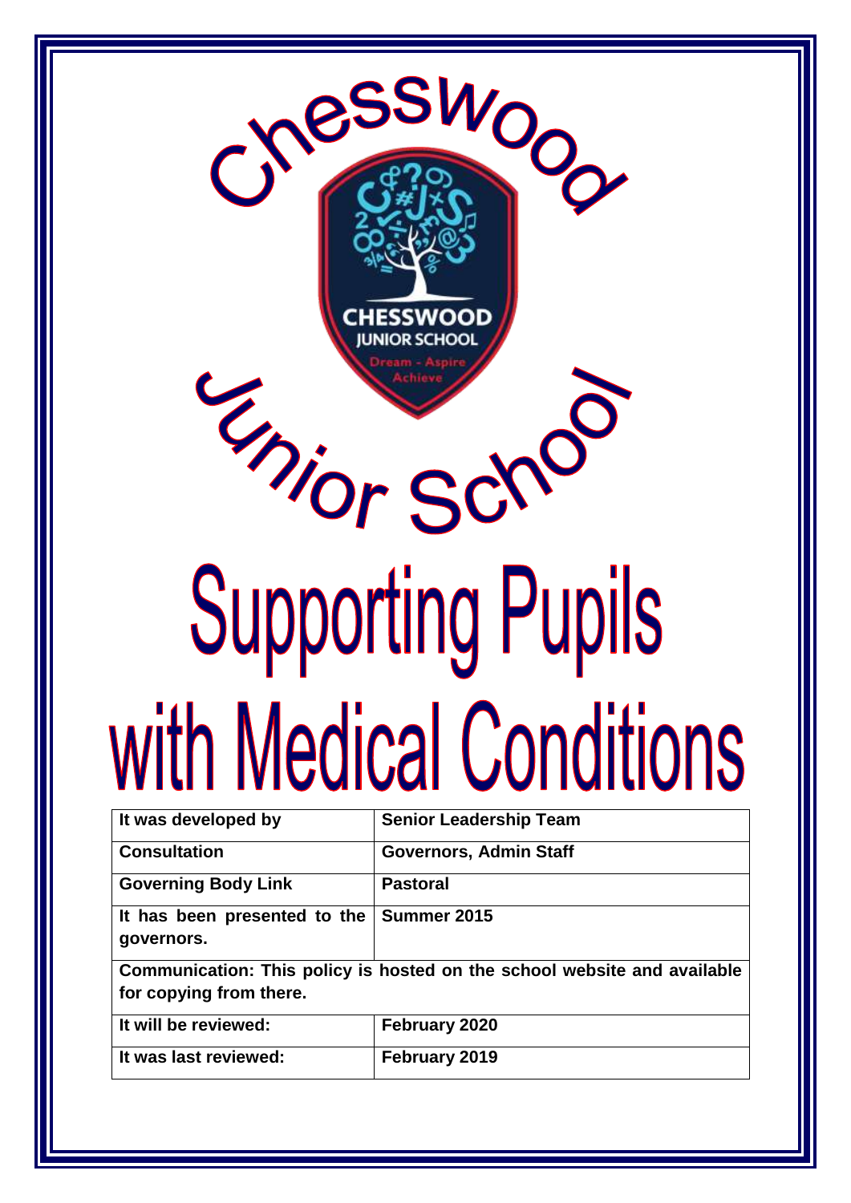# Chesswood Junior School

CHESSWOOD JUNIOR SCHOOL

Dream - Aspire Achieve

# Supporting Pupils with Medical Conditions

| It was developed by | Senior Leadership Team |
|---|---|
| Consultation | Governors, Admin Staff |
| Governing Body Link | Pastoral |
| It has been presented to the governors. | Summer 2015 |
| Communication: This policy is hosted on the school website and available for copying from there. | |
| It will be reviewed: | February 2020 |
| It was last reviewed: | February 2019 |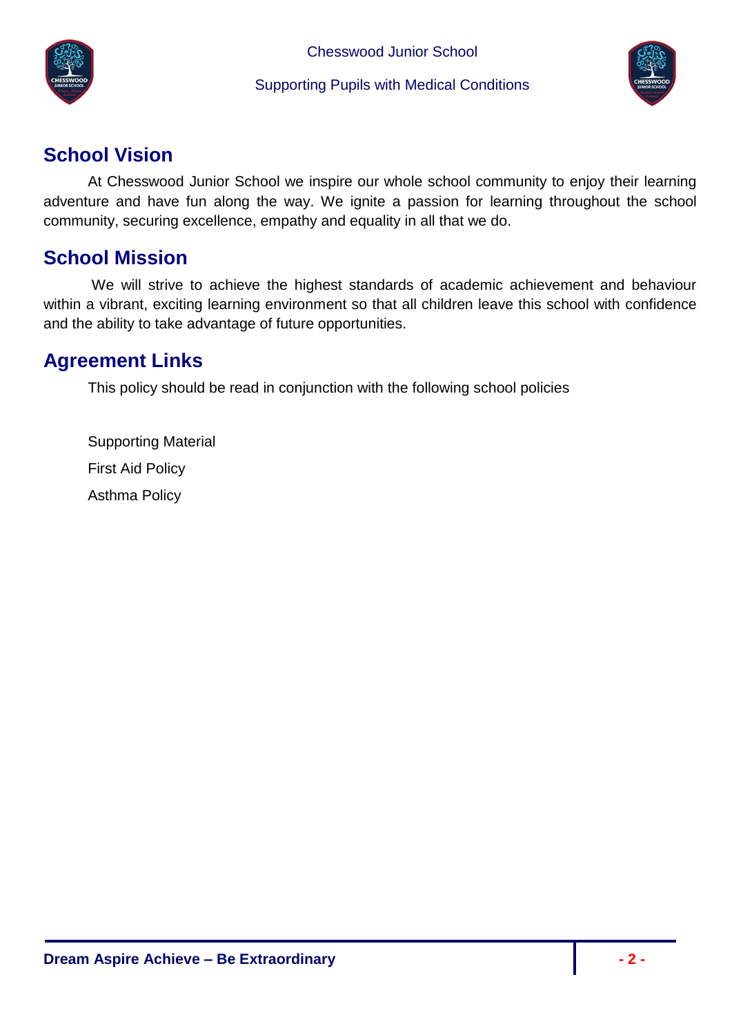## School Vision

At Chesswood Junior School we inspire our whole school community to enjoy their learning adventure and have fun along the way. We ignite a passion for learning throughout the school community, securing excellence, empathy and equality in all that we do.

## School Mission

We will strive to achieve the highest standards of academic achievement and behaviour within a vibrant, exciting learning environment so that all children leave this school with confidence and the ability to take advantage of future opportunities.

## Agreement Links

This policy should be read in conjunction with the following school policies

Supporting Material

First Aid Policy

Asthma Policy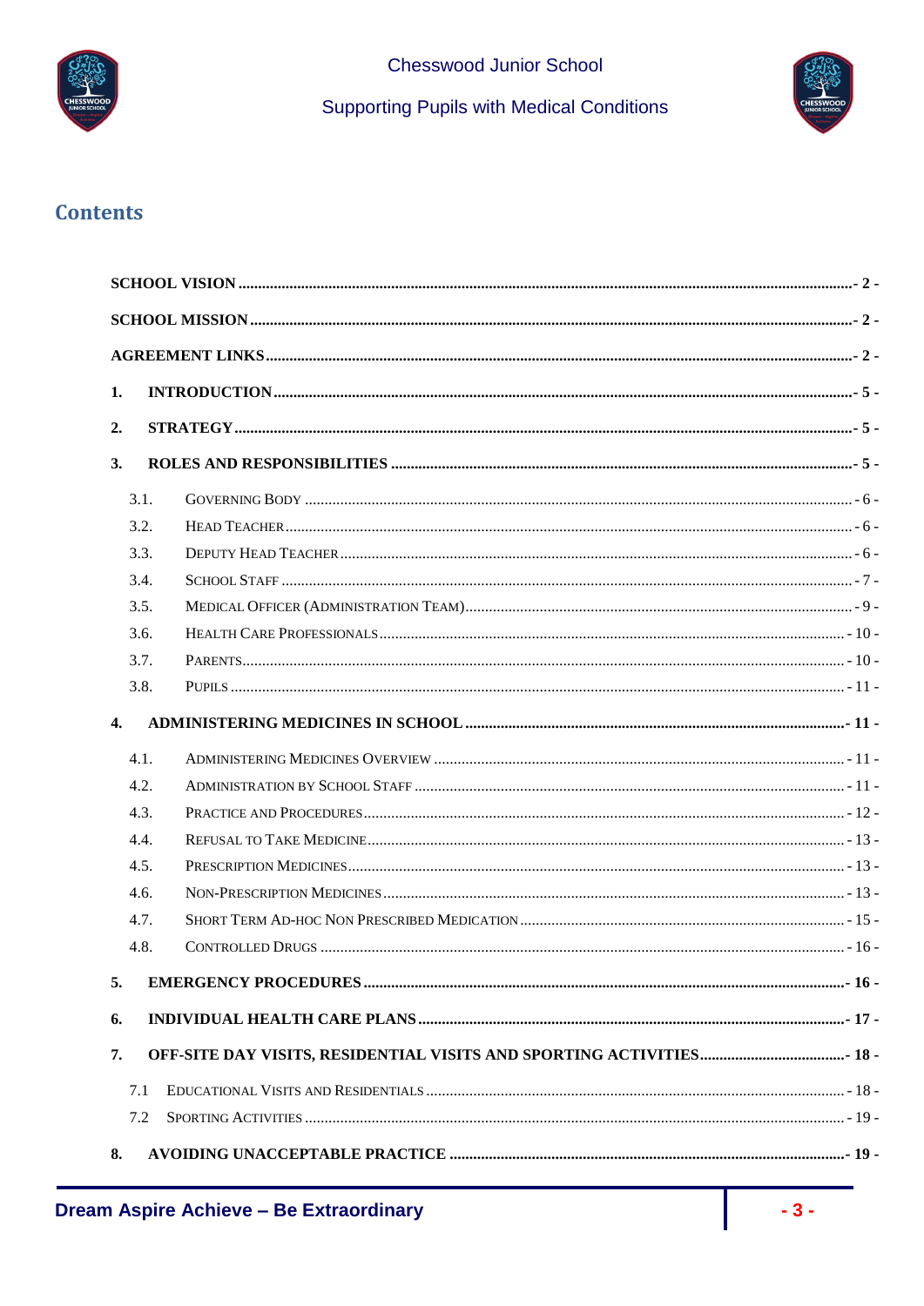## Contents

| | | |
|---|---|---|
| **SCHOOL VISION** | | **- 2 -** |
| **SCHOOL MISSION** | | **- 2 -** |
| **AGREEMENT LINKS** | | **- 2 -** |
| **1.** | **INTRODUCTION** | **- 5 -** |
| **2.** | **STRATEGY** | **- 5 -** |
| **3.** | **ROLES AND RESPONSIBILITIES** | **- 5 -** |
| 3.1. | Governing Body | - 6 - |
| 3.2. | Head Teacher | - 6 - |
| 3.3. | Deputy Head Teacher | - 6 - |
| 3.4. | School Staff | - 7 - |
| 3.5. | Medical Officer (Administration Team) | - 9 - |
| 3.6. | Health Care Professionals | - 10 - |
| 3.7. | Parents | - 10 - |
| 3.8. | Pupils | - 11 - |
| **4.** | **ADMINISTERING MEDICINES IN SCHOOL** | **- 11 -** |
| 4.1. | Administering Medicines Overview | - 11 - |
| 4.2. | Administration by School Staff | - 11 - |
| 4.3. | Practice and Procedures | - 12 - |
| 4.4. | Refusal to Take Medicine | - 13 - |
| 4.5. | Prescription Medicines | - 13 - |
| 4.6. | Non-Prescription Medicines | - 13 - |
| 4.7. | Short Term Ad-hoc Non Prescribed Medication | - 15 - |
| 4.8. | Controlled Drugs | - 16 - |
| **5.** | **EMERGENCY PROCEDURES** | **- 16 -** |
| **6.** | **INDIVIDUAL HEALTH CARE PLANS** | **- 17 -** |
| **7.** | **OFF-SITE DAY VISITS, RESIDENTIAL VISITS AND SPORTING ACTIVITIES** | **- 18 -** |
| 7.1 | Educational Visits and Residentials | - 18 - |
| 7.2 | Sporting Activities | - 19 - |
| **8.** | **AVOIDING UNACCEPTABLE PRACTICE** | **- 19 -** |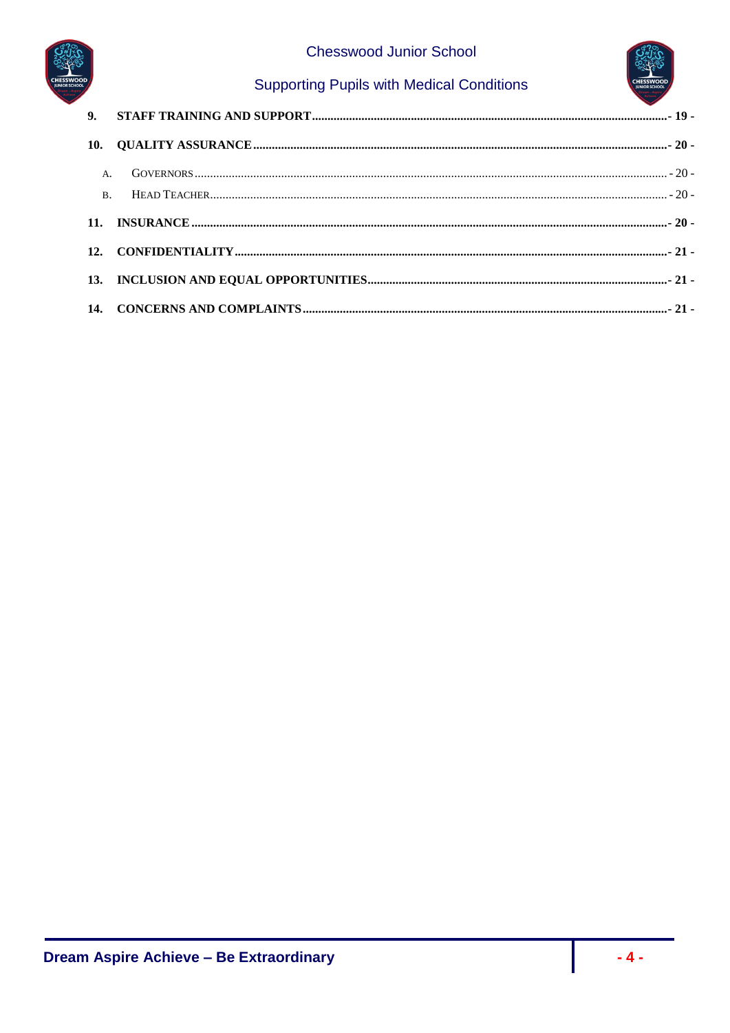9. **STAFF TRAINING AND SUPPORT** ........ - 19 -

10. **QUALITY ASSURANCE** ........ - 20 -

    A. GOVERNORS ........ - 20 -

    B. HEAD TEACHER ........ - 20 -

11. **INSURANCE** ........ - 20 -

12. **CONFIDENTIALITY** ........ - 21 -

13. **INCLUSION AND EQUAL OPPORTUNITIES** ........ - 21 -

14. **CONCERNS AND COMPLAINTS** ........ - 21 -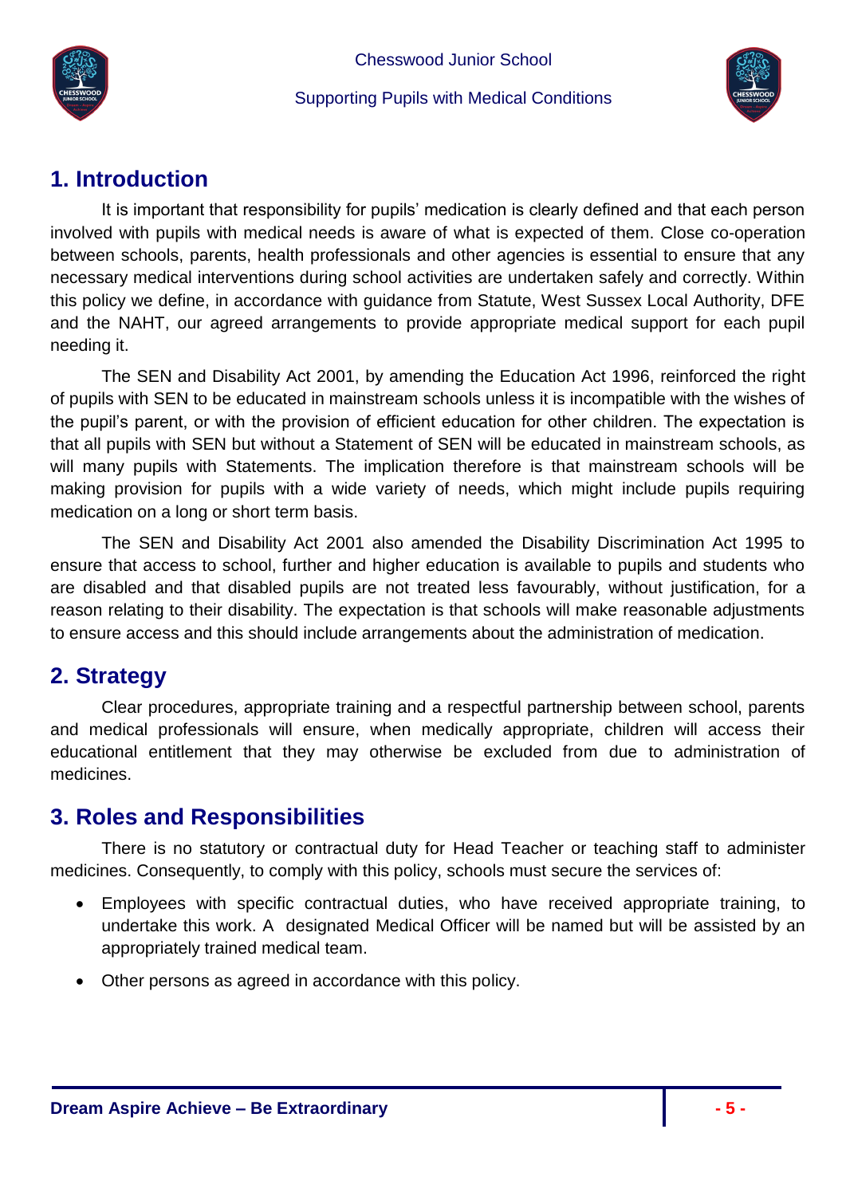## 1. Introduction

It is important that responsibility for pupils' medication is clearly defined and that each person involved with pupils with medical needs is aware of what is expected of them. Close co-operation between schools, parents, health professionals and other agencies is essential to ensure that any necessary medical interventions during school activities are undertaken safely and correctly. Within this policy we define, in accordance with guidance from Statute, West Sussex Local Authority, DFE and the NAHT, our agreed arrangements to provide appropriate medical support for each pupil needing it.

The SEN and Disability Act 2001, by amending the Education Act 1996, reinforced the right of pupils with SEN to be educated in mainstream schools unless it is incompatible with the wishes of the pupil's parent, or with the provision of efficient education for other children. The expectation is that all pupils with SEN but without a Statement of SEN will be educated in mainstream schools, as will many pupils with Statements. The implication therefore is that mainstream schools will be making provision for pupils with a wide variety of needs, which might include pupils requiring medication on a long or short term basis.

The SEN and Disability Act 2001 also amended the Disability Discrimination Act 1995 to ensure that access to school, further and higher education is available to pupils and students who are disabled and that disabled pupils are not treated less favourably, without justification, for a reason relating to their disability. The expectation is that schools will make reasonable adjustments to ensure access and this should include arrangements about the administration of medication.

## 2. Strategy

Clear procedures, appropriate training and a respectful partnership between school, parents and medical professionals will ensure, when medically appropriate, children will access their educational entitlement that they may otherwise be excluded from due to administration of medicines.

## 3. Roles and Responsibilities

There is no statutory or contractual duty for Head Teacher or teaching staff to administer medicines. Consequently, to comply with this policy, schools must secure the services of:

- Employees with specific contractual duties, who have received appropriate training, to undertake this work. A designated Medical Officer will be named but will be assisted by an appropriately trained medical team.
- Other persons as agreed in accordance with this policy.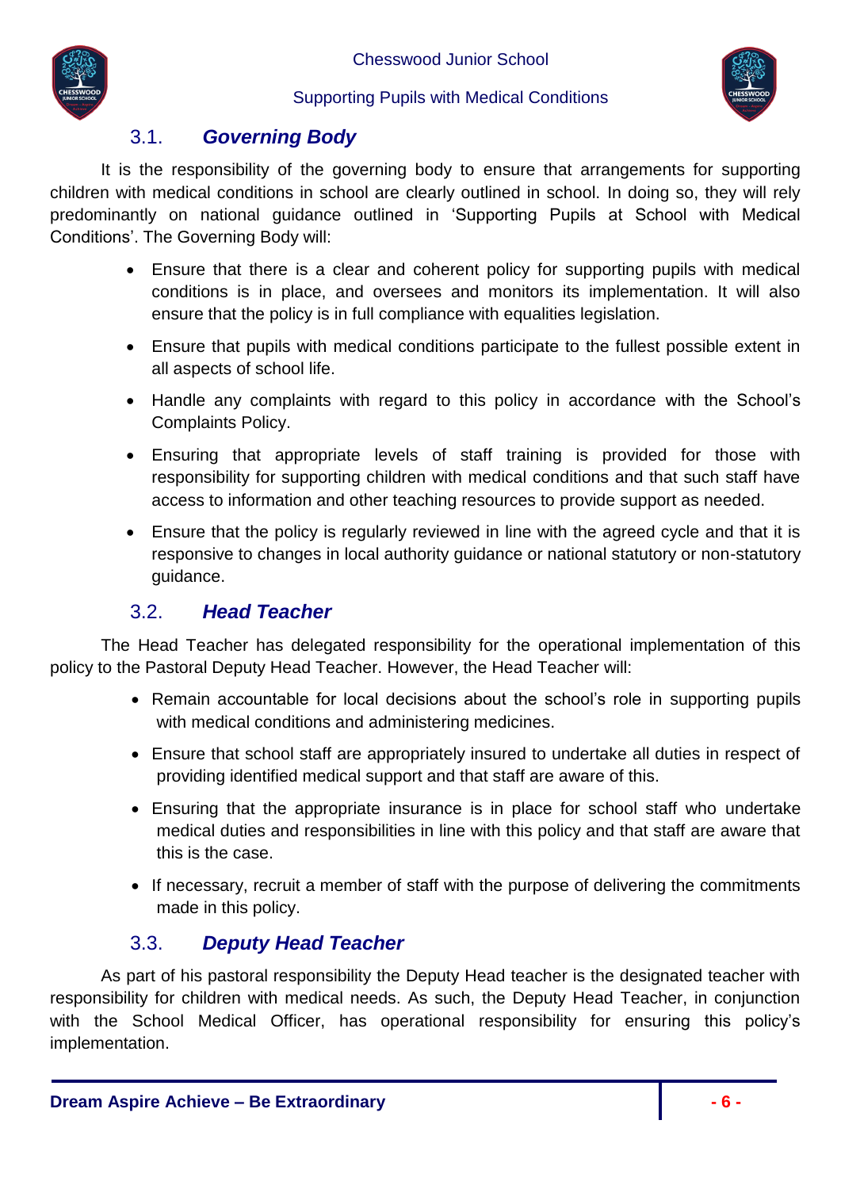### 3.1. *Governing Body*

It is the responsibility of the governing body to ensure that arrangements for supporting children with medical conditions in school are clearly outlined in school. In doing so, they will rely predominantly on national guidance outlined in 'Supporting Pupils at School with Medical Conditions'. The Governing Body will:

- Ensure that there is a clear and coherent policy for supporting pupils with medical conditions is in place, and oversees and monitors its implementation. It will also ensure that the policy is in full compliance with equalities legislation.
- Ensure that pupils with medical conditions participate to the fullest possible extent in all aspects of school life.
- Handle any complaints with regard to this policy in accordance with the School's Complaints Policy.
- Ensuring that appropriate levels of staff training is provided for those with responsibility for supporting children with medical conditions and that such staff have access to information and other teaching resources to provide support as needed.
- Ensure that the policy is regularly reviewed in line with the agreed cycle and that it is responsive to changes in local authority guidance or national statutory or non-statutory guidance.

### 3.2. *Head Teacher*

The Head Teacher has delegated responsibility for the operational implementation of this policy to the Pastoral Deputy Head Teacher. However, the Head Teacher will:

- Remain accountable for local decisions about the school's role in supporting pupils with medical conditions and administering medicines.
- Ensure that school staff are appropriately insured to undertake all duties in respect of providing identified medical support and that staff are aware of this.
- Ensuring that the appropriate insurance is in place for school staff who undertake medical duties and responsibilities in line with this policy and that staff are aware that this is the case.
- If necessary, recruit a member of staff with the purpose of delivering the commitments made in this policy.

### 3.3. *Deputy Head Teacher*

As part of his pastoral responsibility the Deputy Head teacher is the designated teacher with responsibility for children with medical needs. As such, the Deputy Head Teacher, in conjunction with the School Medical Officer, has operational responsibility for ensuring this policy's implementation.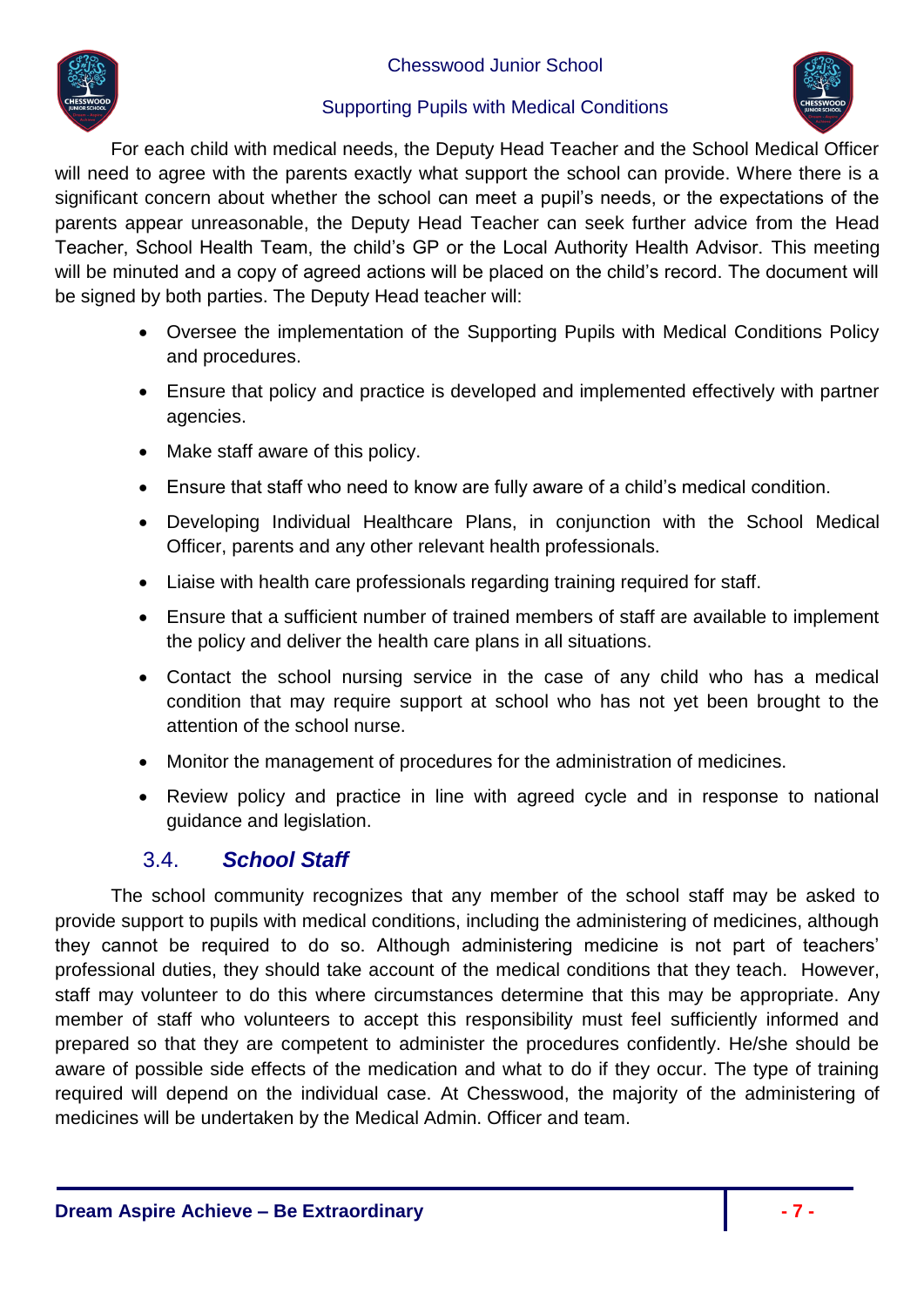For each child with medical needs, the Deputy Head Teacher and the School Medical Officer will need to agree with the parents exactly what support the school can provide. Where there is a significant concern about whether the school can meet a pupil's needs, or the expectations of the parents appear unreasonable, the Deputy Head Teacher can seek further advice from the Head Teacher, School Health Team, the child's GP or the Local Authority Health Advisor. This meeting will be minuted and a copy of agreed actions will be placed on the child's record. The document will be signed by both parties. The Deputy Head teacher will:

- Oversee the implementation of the Supporting Pupils with Medical Conditions Policy and procedures.
- Ensure that policy and practice is developed and implemented effectively with partner agencies.
- Make staff aware of this policy.
- Ensure that staff who need to know are fully aware of a child's medical condition.
- Developing Individual Healthcare Plans, in conjunction with the School Medical Officer, parents and any other relevant health professionals.
- Liaise with health care professionals regarding training required for staff.
- Ensure that a sufficient number of trained members of staff are available to implement the policy and deliver the health care plans in all situations.
- Contact the school nursing service in the case of any child who has a medical condition that may require support at school who has not yet been brought to the attention of the school nurse.
- Monitor the management of procedures for the administration of medicines.
- Review policy and practice in line with agreed cycle and in response to national guidance and legislation.

### 3.4. ***School Staff***

The school community recognizes that any member of the school staff may be asked to provide support to pupils with medical conditions, including the administering of medicines, although they cannot be required to do so. Although administering medicine is not part of teachers' professional duties, they should take account of the medical conditions that they teach. However, staff may volunteer to do this where circumstances determine that this may be appropriate. Any member of staff who volunteers to accept this responsibility must feel sufficiently informed and prepared so that they are competent to administer the procedures confidently. He/she should be aware of possible side effects of the medication and what to do if they occur. The type of training required will depend on the individual case. At Chesswood, the majority of the administering of medicines will be undertaken by the Medical Admin. Officer and team.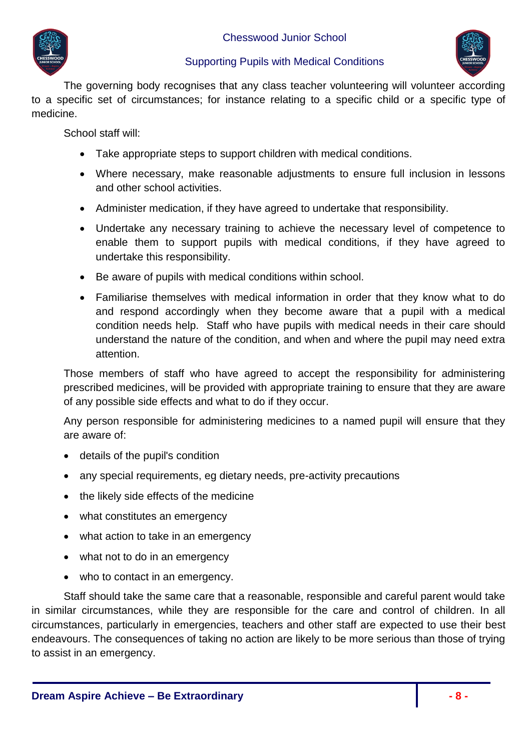The governing body recognises that any class teacher volunteering will volunteer according to a specific set of circumstances; for instance relating to a specific child or a specific type of medicine.

School staff will:

- Take appropriate steps to support children with medical conditions.
- Where necessary, make reasonable adjustments to ensure full inclusion in lessons and other school activities.
- Administer medication, if they have agreed to undertake that responsibility.
- Undertake any necessary training to achieve the necessary level of competence to enable them to support pupils with medical conditions, if they have agreed to undertake this responsibility.
- Be aware of pupils with medical conditions within school.
- Familiarise themselves with medical information in order that they know what to do and respond accordingly when they become aware that a pupil with a medical condition needs help. Staff who have pupils with medical needs in their care should understand the nature of the condition, and when and where the pupil may need extra attention.

Those members of staff who have agreed to accept the responsibility for administering prescribed medicines, will be provided with appropriate training to ensure that they are aware of any possible side effects and what to do if they occur.

Any person responsible for administering medicines to a named pupil will ensure that they are aware of:

- details of the pupil's condition
- any special requirements, eg dietary needs, pre-activity precautions
- the likely side effects of the medicine
- what constitutes an emergency
- what action to take in an emergency
- what not to do in an emergency
- who to contact in an emergency.

Staff should take the same care that a reasonable, responsible and careful parent would take in similar circumstances, while they are responsible for the care and control of children. In all circumstances, particularly in emergencies, teachers and other staff are expected to use their best endeavours. The consequences of taking no action are likely to be more serious than those of trying to assist in an emergency.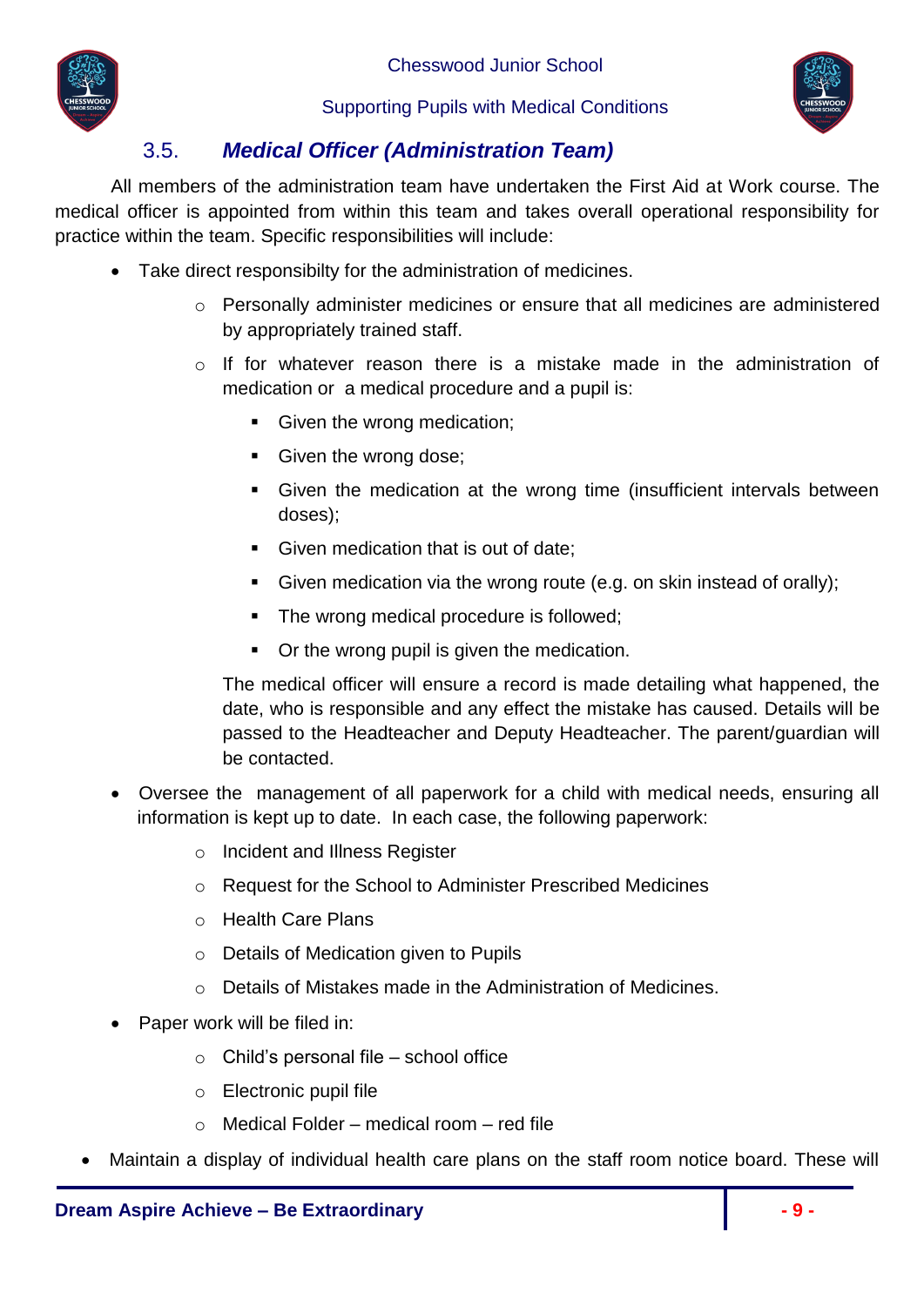### 3.5. *Medical Officer (Administration Team)*

All members of the administration team have undertaken the First Aid at Work course. The medical officer is appointed from within this team and takes overall operational responsibility for practice within the team. Specific responsibilities will include:

- Take direct responsibilty for the administration of medicines.
    - Personally administer medicines or ensure that all medicines are administered by appropriately trained staff.
    - If for whatever reason there is a mistake made in the administration of medication or a medical procedure and a pupil is:
        - Given the wrong medication;
        - Given the wrong dose;
        - Given the medication at the wrong time (insufficient intervals between doses);
        - Given medication that is out of date;
        - Given medication via the wrong route (e.g. on skin instead of orally);
        - The wrong medical procedure is followed;
        - Or the wrong pupil is given the medication.

      The medical officer will ensure a record is made detailing what happened, the date, who is responsible and any effect the mistake has caused. Details will be passed to the Headteacher and Deputy Headteacher. The parent/guardian will be contacted.
- Oversee the management of all paperwork for a child with medical needs, ensuring all information is kept up to date. In each case, the following paperwork:
    - Incident and Illness Register
    - Request for the School to Administer Prescribed Medicines
    - Health Care Plans
    - Details of Medication given to Pupils
    - Details of Mistakes made in the Administration of Medicines.
- Paper work will be filed in:
    - Child's personal file – school office
    - Electronic pupil file
    - Medical Folder – medical room – red file
- Maintain a display of individual health care plans on the staff room notice board. These will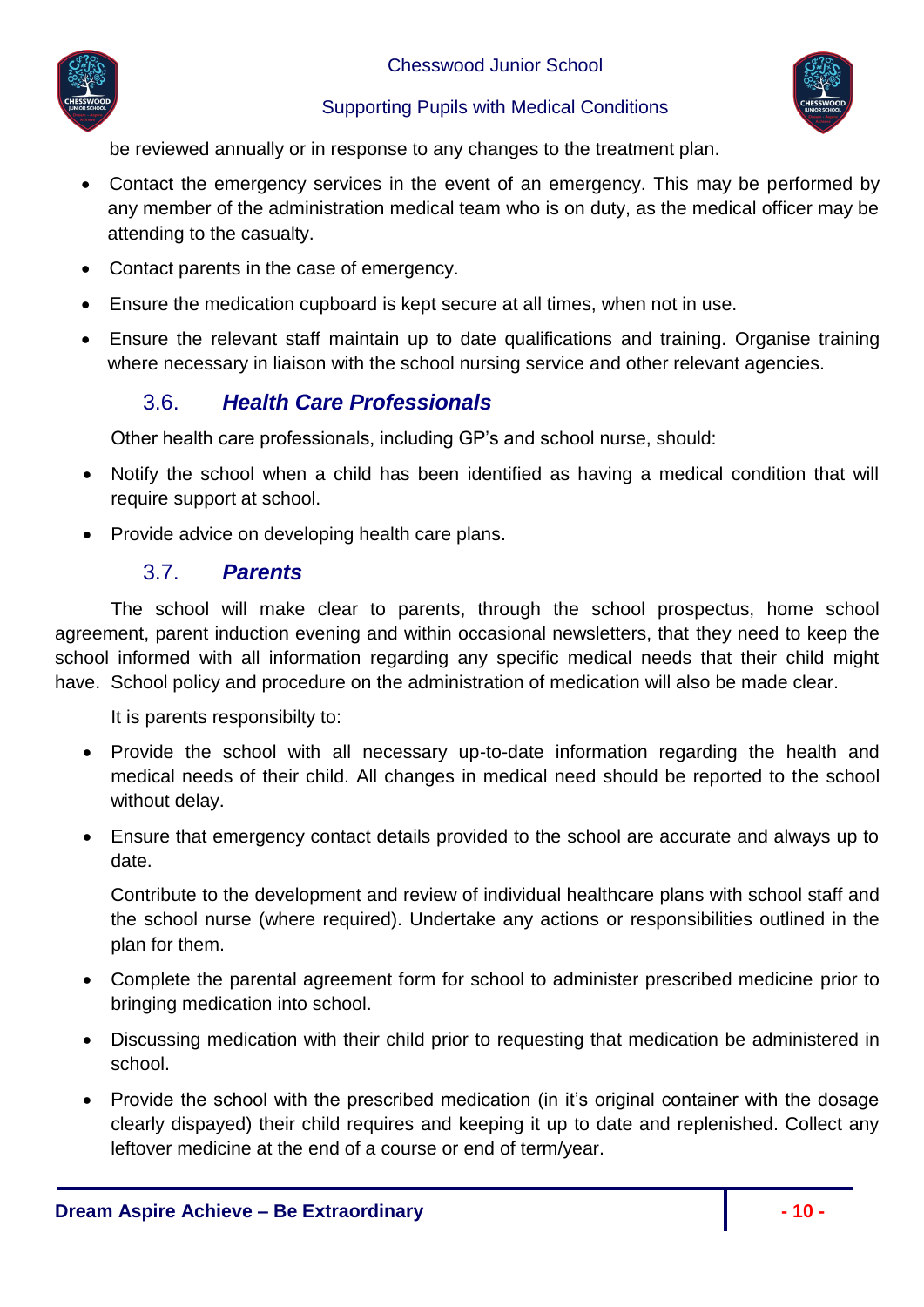be reviewed annually or in response to any changes to the treatment plan.

- Contact the emergency services in the event of an emergency. This may be performed by any member of the administration medical team who is on duty, as the medical officer may be attending to the casualty.
- Contact parents in the case of emergency.
- Ensure the medication cupboard is kept secure at all times, when not in use.
- Ensure the relevant staff maintain up to date qualifications and training. Organise training where necessary in liaison with the school nursing service and other relevant agencies.

### 3.6. *Health Care Professionals*

Other health care professionals, including GP's and school nurse, should:

- Notify the school when a child has been identified as having a medical condition that will require support at school.
- Provide advice on developing health care plans.

### 3.7. *Parents*

The school will make clear to parents, through the school prospectus, home school agreement, parent induction evening and within occasional newsletters, that they need to keep the school informed with all information regarding any specific medical needs that their child might have. School policy and procedure on the administration of medication will also be made clear.

It is parents responsibilty to:

- Provide the school with all necessary up-to-date information regarding the health and medical needs of their child. All changes in medical need should be reported to the school without delay.
- Ensure that emergency contact details provided to the school are accurate and always up to date.

  Contribute to the development and review of individual healthcare plans with school staff and the school nurse (where required). Undertake any actions or responsibilities outlined in the plan for them.
- Complete the parental agreement form for school to administer prescribed medicine prior to bringing medication into school.
- Discussing medication with their child prior to requesting that medication be administered in school.
- Provide the school with the prescribed medication (in it's original container with the dosage clearly dispayed) their child requires and keeping it up to date and replenished. Collect any leftover medicine at the end of a course or end of term/year.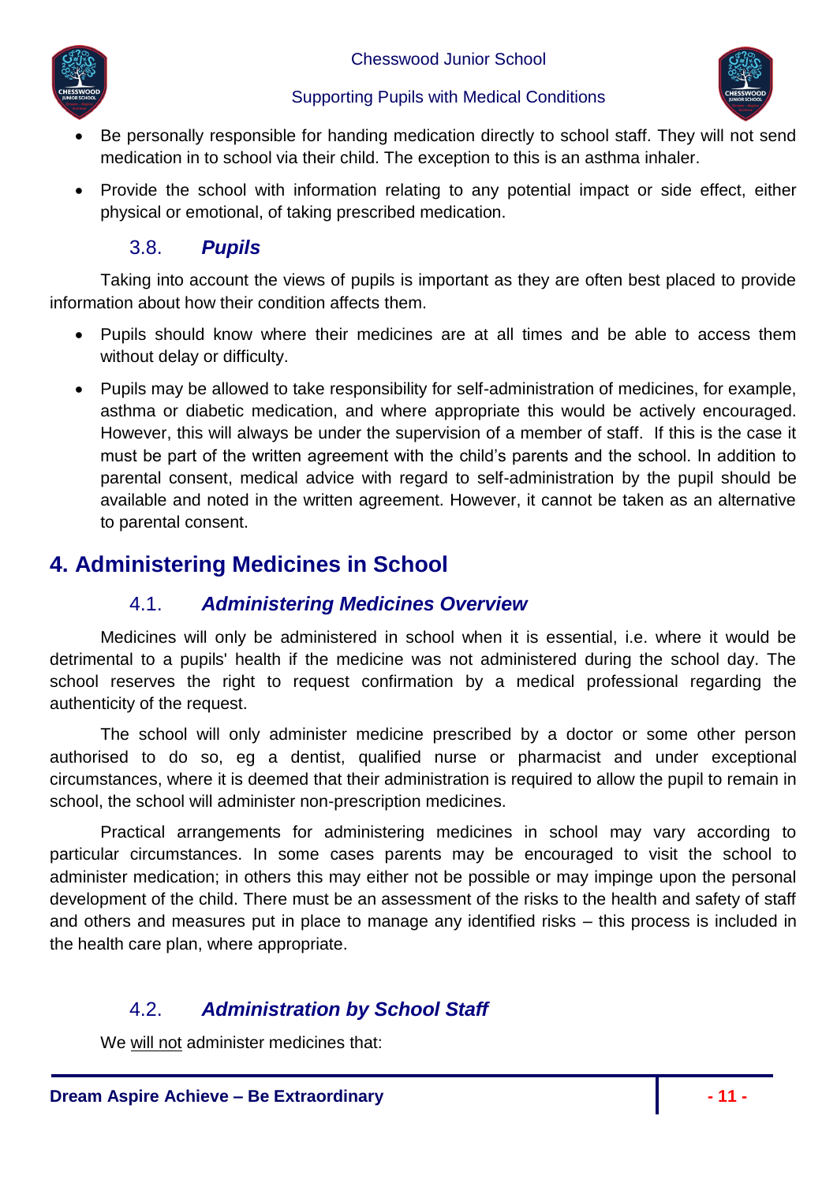- Be personally responsible for handing medication directly to school staff. They will not send medication in to school via their child. The exception to this is an asthma inhaler.
- Provide the school with information relating to any potential impact or side effect, either physical or emotional, of taking prescribed medication.

### 3.8. *Pupils*

Taking into account the views of pupils is important as they are often best placed to provide information about how their condition affects them.

- Pupils should know where their medicines are at all times and be able to access them without delay or difficulty.
- Pupils may be allowed to take responsibility for self-administration of medicines, for example, asthma or diabetic medication, and where appropriate this would be actively encouraged. However, this will always be under the supervision of a member of staff. If this is the case it must be part of the written agreement with the child's parents and the school. In addition to parental consent, medical advice with regard to self-administration by the pupil should be available and noted in the written agreement. However, it cannot be taken as an alternative to parental consent.

## 4. Administering Medicines in School

### 4.1. *Administering Medicines Overview*

Medicines will only be administered in school when it is essential, i.e. where it would be detrimental to a pupils' health if the medicine was not administered during the school day. The school reserves the right to request confirmation by a medical professional regarding the authenticity of the request.

The school will only administer medicine prescribed by a doctor or some other person authorised to do so, eg a dentist, qualified nurse or pharmacist and under exceptional circumstances, where it is deemed that their administration is required to allow the pupil to remain in school, the school will administer non-prescription medicines.

Practical arrangements for administering medicines in school may vary according to particular circumstances. In some cases parents may be encouraged to visit the school to administer medication; in others this may either not be possible or may impinge upon the personal development of the child. There must be an assessment of the risks to the health and safety of staff and others and measures put in place to manage any identified risks – this process is included in the health care plan, where appropriate.

### 4.2. *Administration by School Staff*

We <u>will not</u> administer medicines that: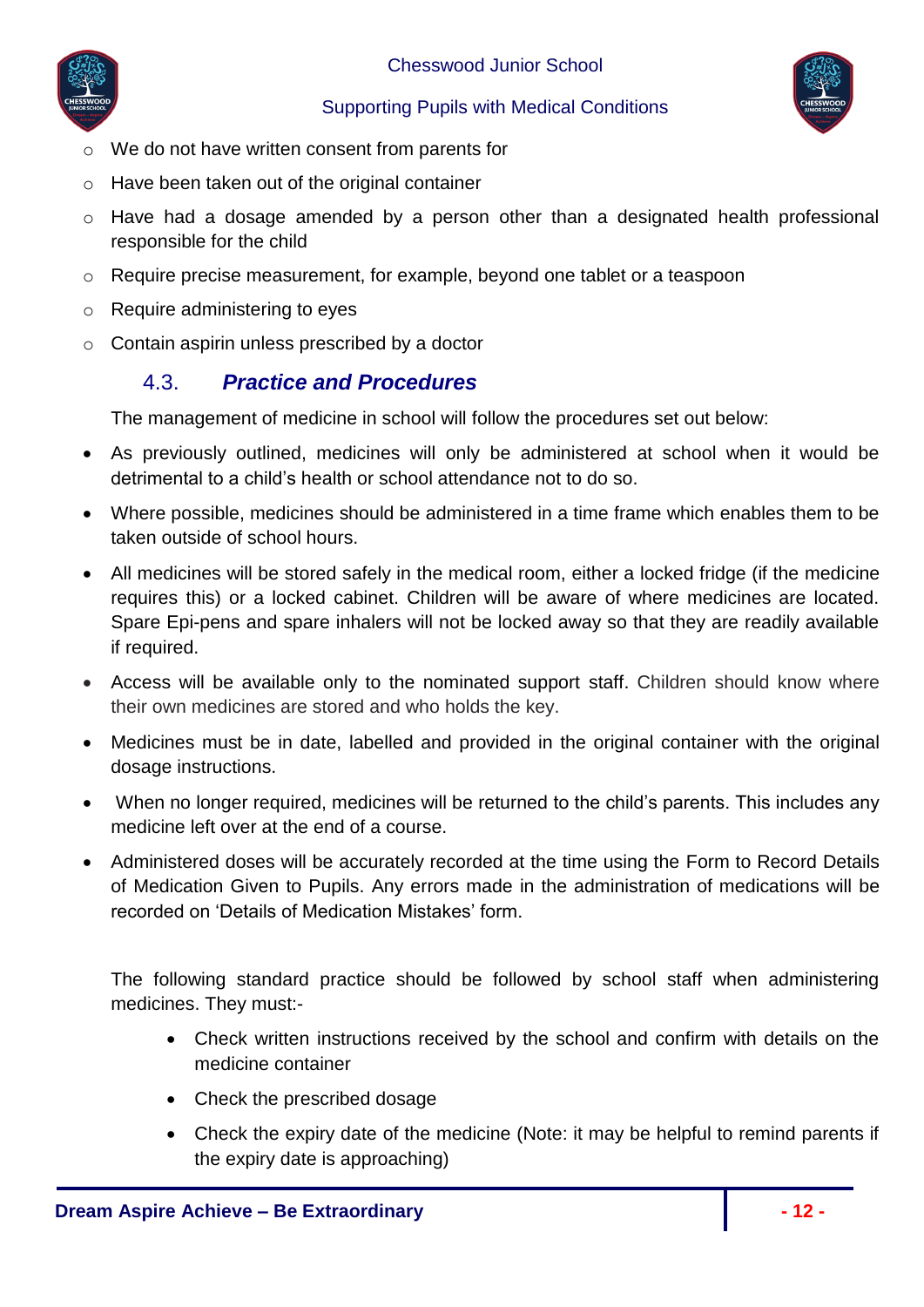- We do not have written consent from parents for
- Have been taken out of the original container
- Have had a dosage amended by a person other than a designated health professional responsible for the child
- Require precise measurement, for example, beyond one tablet or a teaspoon
- Require administering to eyes
- Contain aspirin unless prescribed by a doctor

### 4.3. *Practice and Procedures*

The management of medicine in school will follow the procedures set out below:

- As previously outlined, medicines will only be administered at school when it would be detrimental to a child's health or school attendance not to do so.
- Where possible, medicines should be administered in a time frame which enables them to be taken outside of school hours.
- All medicines will be stored safely in the medical room, either a locked fridge (if the medicine requires this) or a locked cabinet. Children will be aware of where medicines are located. Spare Epi-pens and spare inhalers will not be locked away so that they are readily available if required.
- Access will be available only to the nominated support staff. Children should know where their own medicines are stored and who holds the key.
- Medicines must be in date, labelled and provided in the original container with the original dosage instructions.
- When no longer required, medicines will be returned to the child's parents. This includes any medicine left over at the end of a course.
- Administered doses will be accurately recorded at the time using the Form to Record Details of Medication Given to Pupils. Any errors made in the administration of medications will be recorded on 'Details of Medication Mistakes' form.

The following standard practice should be followed by school staff when administering medicines. They must:-

- Check written instructions received by the school and confirm with details on the medicine container
- Check the prescribed dosage
- Check the expiry date of the medicine (Note: it may be helpful to remind parents if the expiry date is approaching)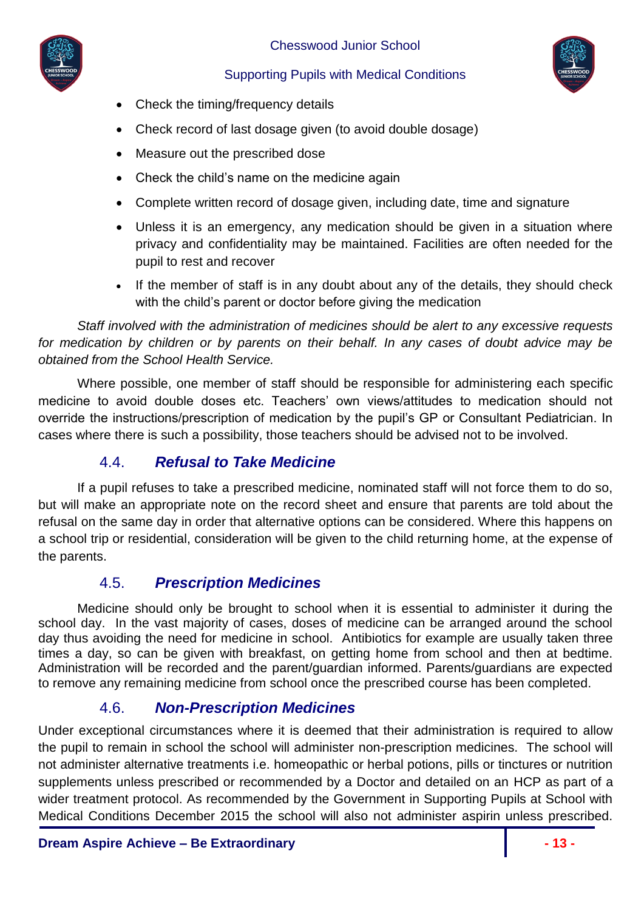- Check the timing/frequency details
- Check record of last dosage given (to avoid double dosage)
- Measure out the prescribed dose
- Check the child's name on the medicine again
- Complete written record of dosage given, including date, time and signature
- Unless it is an emergency, any medication should be given in a situation where privacy and confidentiality may be maintained. Facilities are often needed for the pupil to rest and recover
- If the member of staff is in any doubt about any of the details, they should check with the child's parent or doctor before giving the medication

*Staff involved with the administration of medicines should be alert to any excessive requests for medication by children or by parents on their behalf. In any cases of doubt advice may be obtained from the School Health Service.*

Where possible, one member of staff should be responsible for administering each specific medicine to avoid double doses etc. Teachers' own views/attitudes to medication should not override the instructions/prescription of medication by the pupil's GP or Consultant Pediatrician. In cases where there is such a possibility, those teachers should be advised not to be involved.

### 4.4. ***Refusal to Take Medicine***

If a pupil refuses to take a prescribed medicine, nominated staff will not force them to do so, but will make an appropriate note on the record sheet and ensure that parents are told about the refusal on the same day in order that alternative options can be considered. Where this happens on a school trip or residential, consideration will be given to the child returning home, at the expense of the parents.

### 4.5. ***Prescription Medicines***

Medicine should only be brought to school when it is essential to administer it during the school day. In the vast majority of cases, doses of medicine can be arranged around the school day thus avoiding the need for medicine in school. Antibiotics for example are usually taken three times a day, so can be given with breakfast, on getting home from school and then at bedtime. Administration will be recorded and the parent/guardian informed. Parents/guardians are expected to remove any remaining medicine from school once the prescribed course has been completed.

### 4.6. ***Non-Prescription Medicines***

Under exceptional circumstances where it is deemed that their administration is required to allow the pupil to remain in school the school will administer non-prescription medicines. The school will not administer alternative treatments i.e. homeopathic or herbal potions, pills or tinctures or nutrition supplements unless prescribed or recommended by a Doctor and detailed on an HCP as part of a wider treatment protocol. As recommended by the Government in Supporting Pupils at School with Medical Conditions December 2015 the school will also not administer aspirin unless prescribed.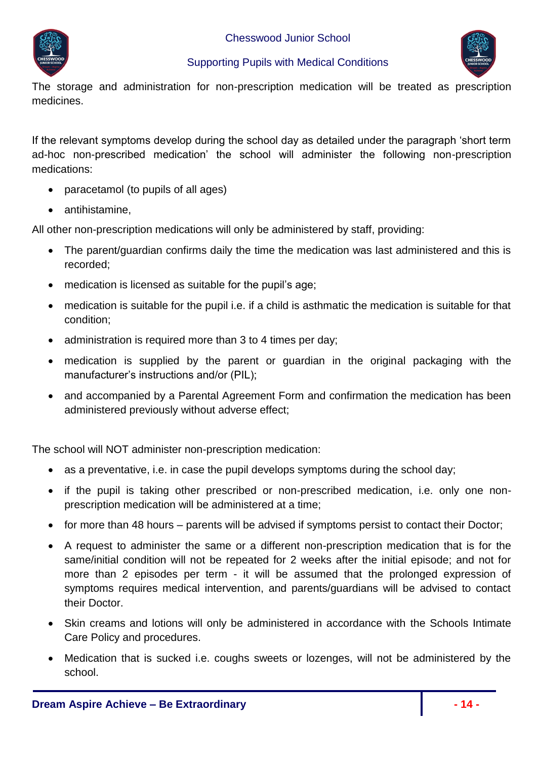The storage and administration for non-prescription medication will be treated as prescription medicines.

If the relevant symptoms develop during the school day as detailed under the paragraph 'short term ad-hoc non-prescribed medication' the school will administer the following non-prescription medications:

- paracetamol (to pupils of all ages)
- antihistamine,

All other non-prescription medications will only be administered by staff, providing:

- The parent/guardian confirms daily the time the medication was last administered and this is recorded;
- medication is licensed as suitable for the pupil's age;
- medication is suitable for the pupil i.e. if a child is asthmatic the medication is suitable for that condition;
- administration is required more than 3 to 4 times per day;
- medication is supplied by the parent or guardian in the original packaging with the manufacturer's instructions and/or (PIL);
- and accompanied by a Parental Agreement Form and confirmation the medication has been administered previously without adverse effect;

The school will NOT administer non-prescription medication:

- as a preventative, i.e. in case the pupil develops symptoms during the school day;
- if the pupil is taking other prescribed or non-prescribed medication, i.e. only one non-prescription medication will be administered at a time;
- for more than 48 hours – parents will be advised if symptoms persist to contact their Doctor;
- A request to administer the same or a different non-prescription medication that is for the same/initial condition will not be repeated for 2 weeks after the initial episode; and not for more than 2 episodes per term - it will be assumed that the prolonged expression of symptoms requires medical intervention, and parents/guardians will be advised to contact their Doctor.
- Skin creams and lotions will only be administered in accordance with the Schools Intimate Care Policy and procedures.
- Medication that is sucked i.e. coughs sweets or lozenges, will not be administered by the school.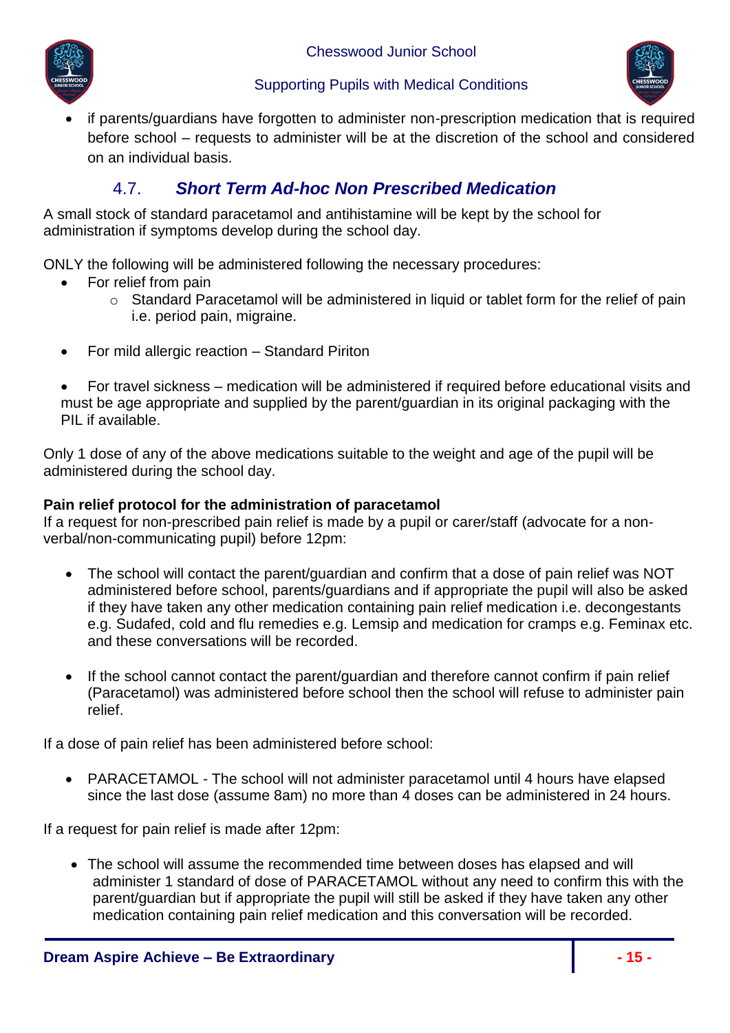- if parents/guardians have forgotten to administer non-prescription medication that is required before school – requests to administer will be at the discretion of the school and considered on an individual basis.

## 4.7. *Short Term Ad-hoc Non Prescribed Medication*

A small stock of standard paracetamol and antihistamine will be kept by the school for administration if symptoms develop during the school day.

ONLY the following will be administered following the necessary procedures:

- For relief from pain
  - Standard Paracetamol will be administered in liquid or tablet form for the relief of pain i.e. period pain, migraine.
- For mild allergic reaction – Standard Piriton
- For travel sickness – medication will be administered if required before educational visits and must be age appropriate and supplied by the parent/guardian in its original packaging with the PIL if available.

Only 1 dose of any of the above medications suitable to the weight and age of the pupil will be administered during the school day.

**Pain relief protocol for the administration of paracetamol**

If a request for non-prescribed pain relief is made by a pupil or carer/staff (advocate for a non-verbal/non-communicating pupil) before 12pm:

- The school will contact the parent/guardian and confirm that a dose of pain relief was NOT administered before school, parents/guardians and if appropriate the pupil will also be asked if they have taken any other medication containing pain relief medication i.e. decongestants e.g. Sudafed, cold and flu remedies e.g. Lemsip and medication for cramps e.g. Feminax etc. and these conversations will be recorded.
- If the school cannot contact the parent/guardian and therefore cannot confirm if pain relief (Paracetamol) was administered before school then the school will refuse to administer pain relief.

If a dose of pain relief has been administered before school:

- PARACETAMOL - The school will not administer paracetamol until 4 hours have elapsed since the last dose (assume 8am) no more than 4 doses can be administered in 24 hours.

If a request for pain relief is made after 12pm:

- The school will assume the recommended time between doses has elapsed and will administer 1 standard of dose of PARACETAMOL without any need to confirm this with the parent/guardian but if appropriate the pupil will still be asked if they have taken any other medication containing pain relief medication and this conversation will be recorded.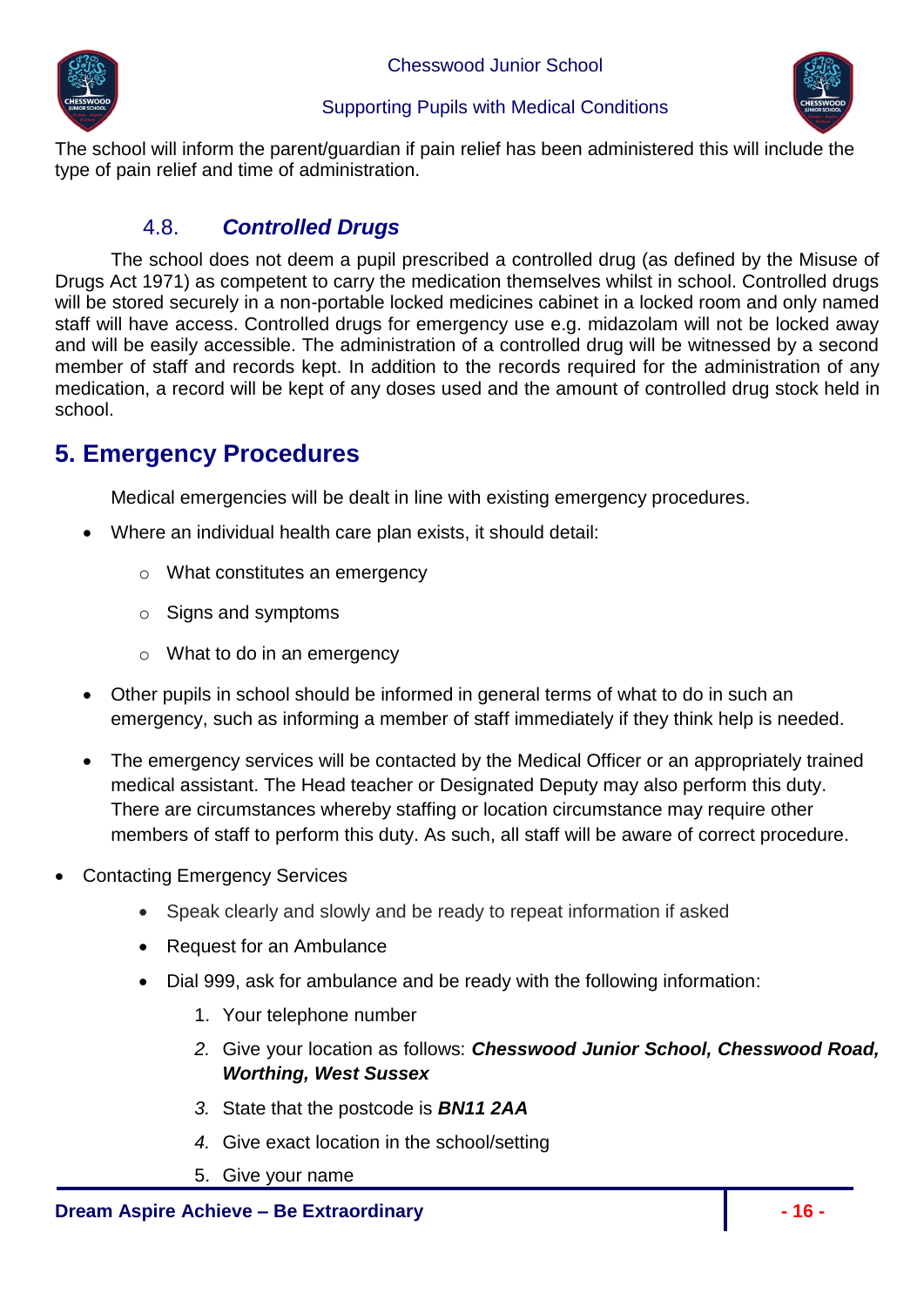The school will inform the parent/guardian if pain relief has been administered this will include the type of pain relief and time of administration.

### 4.8. *Controlled Drugs*

The school does not deem a pupil prescribed a controlled drug (as defined by the Misuse of Drugs Act 1971) as competent to carry the medication themselves whilst in school. Controlled drugs will be stored securely in a non-portable locked medicines cabinet in a locked room and only named staff will have access. Controlled drugs for emergency use e.g. midazolam will not be locked away and will be easily accessible. The administration of a controlled drug will be witnessed by a second member of staff and records kept. In addition to the records required for the administration of any medication, a record will be kept of any doses used and the amount of controlled drug stock held in school.

## 5. Emergency Procedures

Medical emergencies will be dealt in line with existing emergency procedures.

- Where an individual health care plan exists, it should detail:
  - What constitutes an emergency
  - Signs and symptoms
  - What to do in an emergency
- Other pupils in school should be informed in general terms of what to do in such an emergency, such as informing a member of staff immediately if they think help is needed.
- The emergency services will be contacted by the Medical Officer or an appropriately trained medical assistant. The Head teacher or Designated Deputy may also perform this duty. There are circumstances whereby staffing or location circumstance may require other members of staff to perform this duty. As such, all staff will be aware of correct procedure.

- Contacting Emergency Services
  - Speak clearly and slowly and be ready to repeat information if asked
  - Request for an Ambulance
  - Dial 999, ask for ambulance and be ready with the following information:
    1. Your telephone number
    2. Give your location as follows: ***Chesswood Junior School, Chesswood Road, Worthing, West Sussex***
    3. State that the postcode is ***BN11 2AA***
    4. Give exact location in the school/setting
    5. Give your name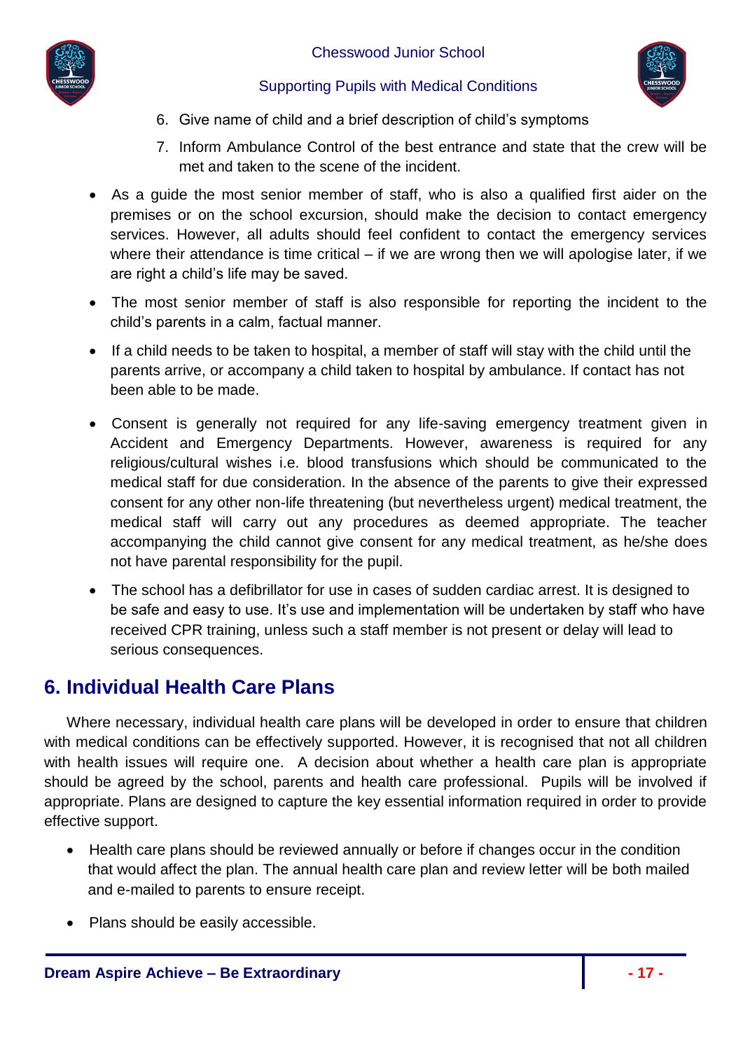6. Give name of child and a brief description of child's symptoms
7. Inform Ambulance Control of the best entrance and state that the crew will be met and taken to the scene of the incident.

- As a guide the most senior member of staff, who is also a qualified first aider on the premises or on the school excursion, should make the decision to contact emergency services. However, all adults should feel confident to contact the emergency services where their attendance is time critical – if we are wrong then we will apologise later, if we are right a child's life may be saved.
- The most senior member of staff is also responsible for reporting the incident to the child's parents in a calm, factual manner.
- If a child needs to be taken to hospital, a member of staff will stay with the child until the parents arrive, or accompany a child taken to hospital by ambulance. If contact has not been able to be made.
- Consent is generally not required for any life-saving emergency treatment given in Accident and Emergency Departments. However, awareness is required for any religious/cultural wishes i.e. blood transfusions which should be communicated to the medical staff for due consideration. In the absence of the parents to give their expressed consent for any other non-life threatening (but nevertheless urgent) medical treatment, the medical staff will carry out any procedures as deemed appropriate. The teacher accompanying the child cannot give consent for any medical treatment, as he/she does not have parental responsibility for the pupil.
- The school has a defibrillator for use in cases of sudden cardiac arrest. It is designed to be safe and easy to use. It's use and implementation will be undertaken by staff who have received CPR training, unless such a staff member is not present or delay will lead to serious consequences.

## 6. Individual Health Care Plans

Where necessary, individual health care plans will be developed in order to ensure that children with medical conditions can be effectively supported. However, it is recognised that not all children with health issues will require one. A decision about whether a health care plan is appropriate should be agreed by the school, parents and health care professional. Pupils will be involved if appropriate. Plans are designed to capture the key essential information required in order to provide effective support.

- Health care plans should be reviewed annually or before if changes occur in the condition that would affect the plan. The annual health care plan and review letter will be both mailed and e-mailed to parents to ensure receipt.
- Plans should be easily accessible.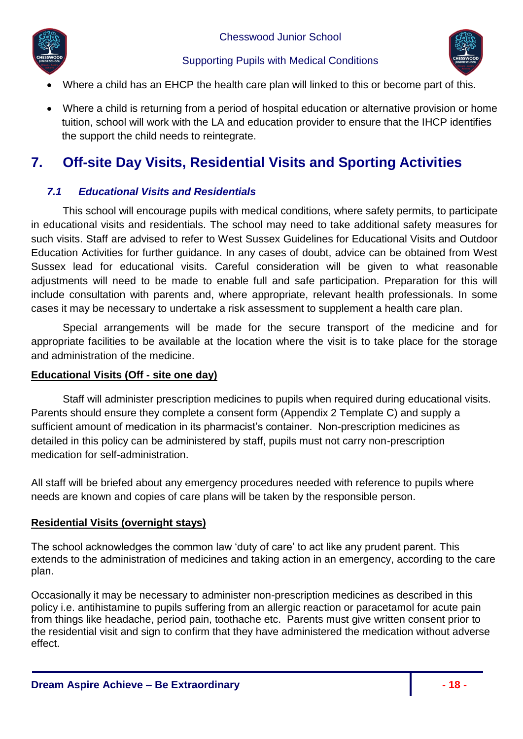- Where a child has an EHCP the health care plan will linked to this or become part of this.
- Where a child is returning from a period of hospital education or alternative provision or home tuition, school will work with the LA and education provider to ensure that the IHCP identifies the support the child needs to reintegrate.

# 7. Off-site Day Visits, Residential Visits and Sporting Activities

### *7.1 Educational Visits and Residentials*

This school will encourage pupils with medical conditions, where safety permits, to participate in educational visits and residentials. The school may need to take additional safety measures for such visits. Staff are advised to refer to West Sussex Guidelines for Educational Visits and Outdoor Education Activities for further guidance. In any cases of doubt, advice can be obtained from West Sussex lead for educational visits. Careful consideration will be given to what reasonable adjustments will need to be made to enable full and safe participation. Preparation for this will include consultation with parents and, where appropriate, relevant health professionals. In some cases it may be necessary to undertake a risk assessment to supplement a health care plan.

Special arrangements will be made for the secure transport of the medicine and for appropriate facilities to be available at the location where the visit is to take place for the storage and administration of the medicine.

**<u>Educational Visits (Off - site one day)</u>**

Staff will administer prescription medicines to pupils when required during educational visits. Parents should ensure they complete a consent form (Appendix 2 Template C) and supply a sufficient amount of medication in its pharmacist's container. Non-prescription medicines as detailed in this policy can be administered by staff, pupils must not carry non-prescription medication for self-administration.

All staff will be briefed about any emergency procedures needed with reference to pupils where needs are known and copies of care plans will be taken by the responsible person.

**<u>Residential Visits (overnight stays)</u>**

The school acknowledges the common law 'duty of care' to act like any prudent parent. This extends to the administration of medicines and taking action in an emergency, according to the care plan.

Occasionally it may be necessary to administer non-prescription medicines as described in this policy i.e. antihistamine to pupils suffering from an allergic reaction or paracetamol for acute pain from things like headache, period pain, toothache etc. Parents must give written consent prior to the residential visit and sign to confirm that they have administered the medication without adverse effect.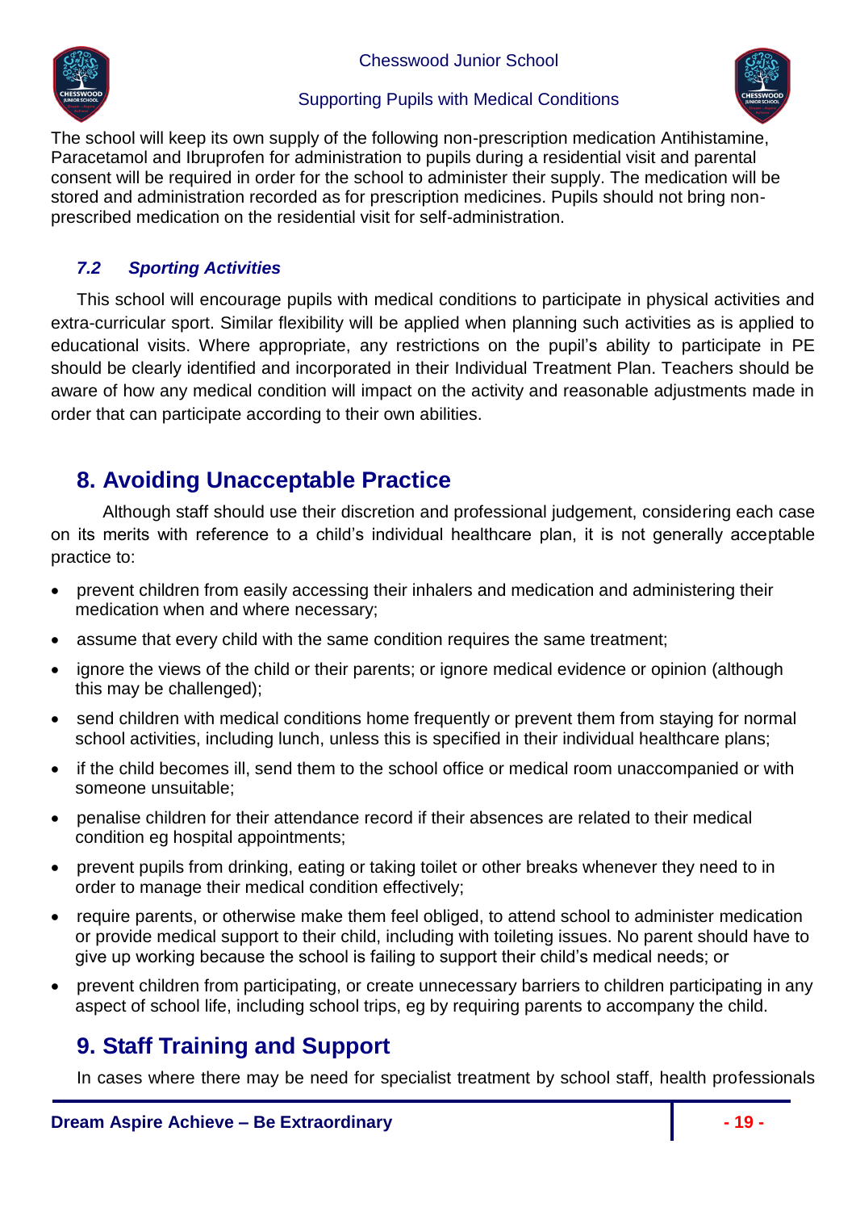The school will keep its own supply of the following non-prescription medication Antihistamine, Paracetamol and Ibruprofen for administration to pupils during a residential visit and parental consent will be required in order for the school to administer their supply. The medication will be stored and administration recorded as for prescription medicines. Pupils should not bring non-prescribed medication on the residential visit for self-administration.

### *7.2 Sporting Activities*

This school will encourage pupils with medical conditions to participate in physical activities and extra-curricular sport. Similar flexibility will be applied when planning such activities as is applied to educational visits. Where appropriate, any restrictions on the pupil's ability to participate in PE should be clearly identified and incorporated in their Individual Treatment Plan. Teachers should be aware of how any medical condition will impact on the activity and reasonable adjustments made in order that can participate according to their own abilities.

## 8. Avoiding Unacceptable Practice

Although staff should use their discretion and professional judgement, considering each case on its merits with reference to a child's individual healthcare plan, it is not generally acceptable practice to:

- prevent children from easily accessing their inhalers and medication and administering their medication when and where necessary;
- assume that every child with the same condition requires the same treatment;
- ignore the views of the child or their parents; or ignore medical evidence or opinion (although this may be challenged);
- send children with medical conditions home frequently or prevent them from staying for normal school activities, including lunch, unless this is specified in their individual healthcare plans;
- if the child becomes ill, send them to the school office or medical room unaccompanied or with someone unsuitable;
- penalise children for their attendance record if their absences are related to their medical condition eg hospital appointments;
- prevent pupils from drinking, eating or taking toilet or other breaks whenever they need to in order to manage their medical condition effectively;
- require parents, or otherwise make them feel obliged, to attend school to administer medication or provide medical support to their child, including with toileting issues. No parent should have to give up working because the school is failing to support their child's medical needs; or
- prevent children from participating, or create unnecessary barriers to children participating in any aspect of school life, including school trips, eg by requiring parents to accompany the child.

## 9. Staff Training and Support

In cases where there may be need for specialist treatment by school staff, health professionals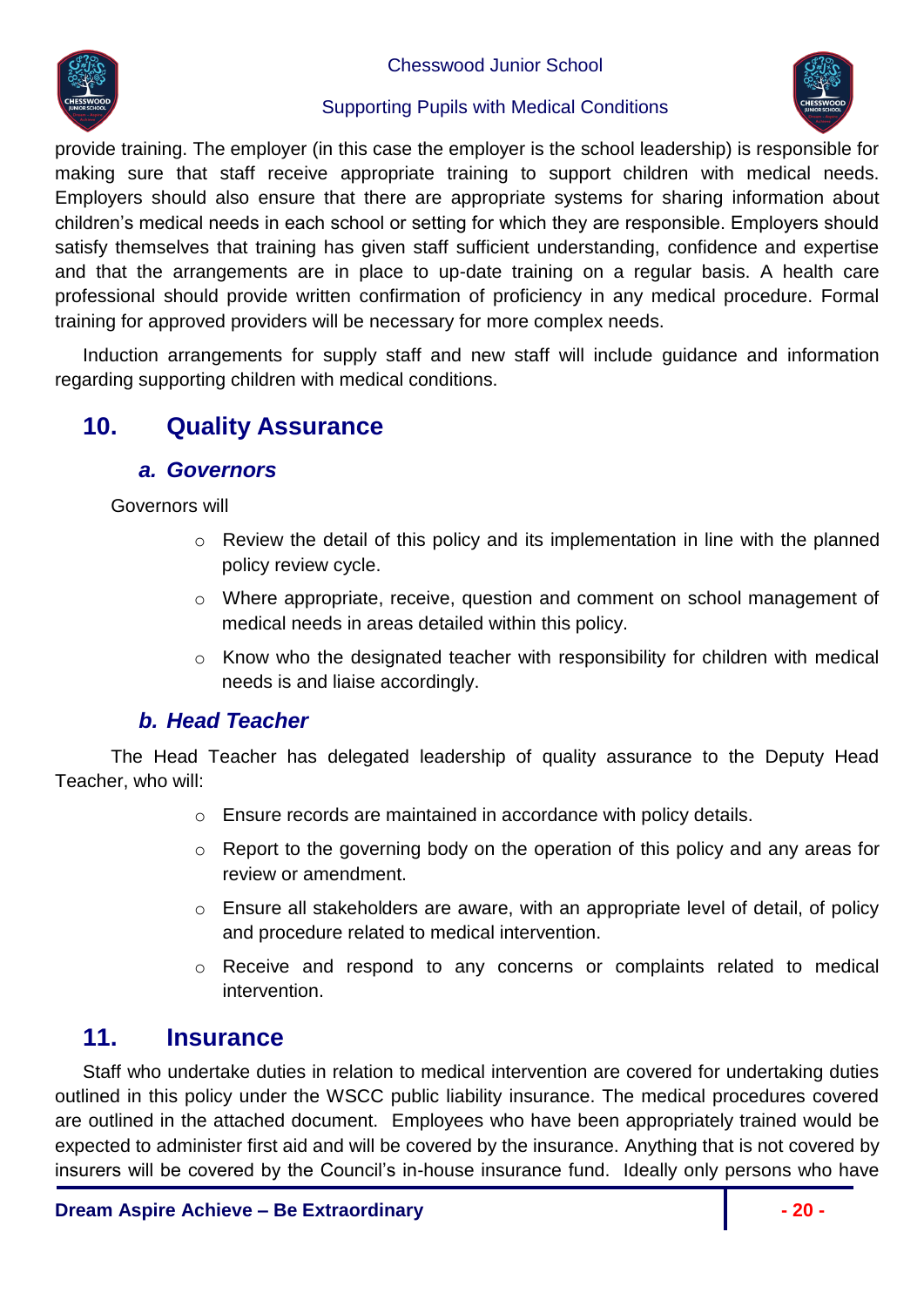provide training. The employer (in this case the employer is the school leadership) is responsible for making sure that staff receive appropriate training to support children with medical needs. Employers should also ensure that there are appropriate systems for sharing information about children's medical needs in each school or setting for which they are responsible. Employers should satisfy themselves that training has given staff sufficient understanding, confidence and expertise and that the arrangements are in place to up-date training on a regular basis. A health care professional should provide written confirmation of proficiency in any medical procedure. Formal training for approved providers will be necessary for more complex needs.

Induction arrangements for supply staff and new staff will include guidance and information regarding supporting children with medical conditions.

## 10. Quality Assurance

### *a. Governors*

Governors will

- Review the detail of this policy and its implementation in line with the planned policy review cycle.
- Where appropriate, receive, question and comment on school management of medical needs in areas detailed within this policy.
- Know who the designated teacher with responsibility for children with medical needs is and liaise accordingly.

### *b. Head Teacher*

The Head Teacher has delegated leadership of quality assurance to the Deputy Head Teacher, who will:

- Ensure records are maintained in accordance with policy details.
- Report to the governing body on the operation of this policy and any areas for review or amendment.
- Ensure all stakeholders are aware, with an appropriate level of detail, of policy and procedure related to medical intervention.
- Receive and respond to any concerns or complaints related to medical intervention.

## 11. Insurance

Staff who undertake duties in relation to medical intervention are covered for undertaking duties outlined in this policy under the WSCC public liability insurance. The medical procedures covered are outlined in the attached document. Employees who have been appropriately trained would be expected to administer first aid and will be covered by the insurance. Anything that is not covered by insurers will be covered by the Council's in-house insurance fund. Ideally only persons who have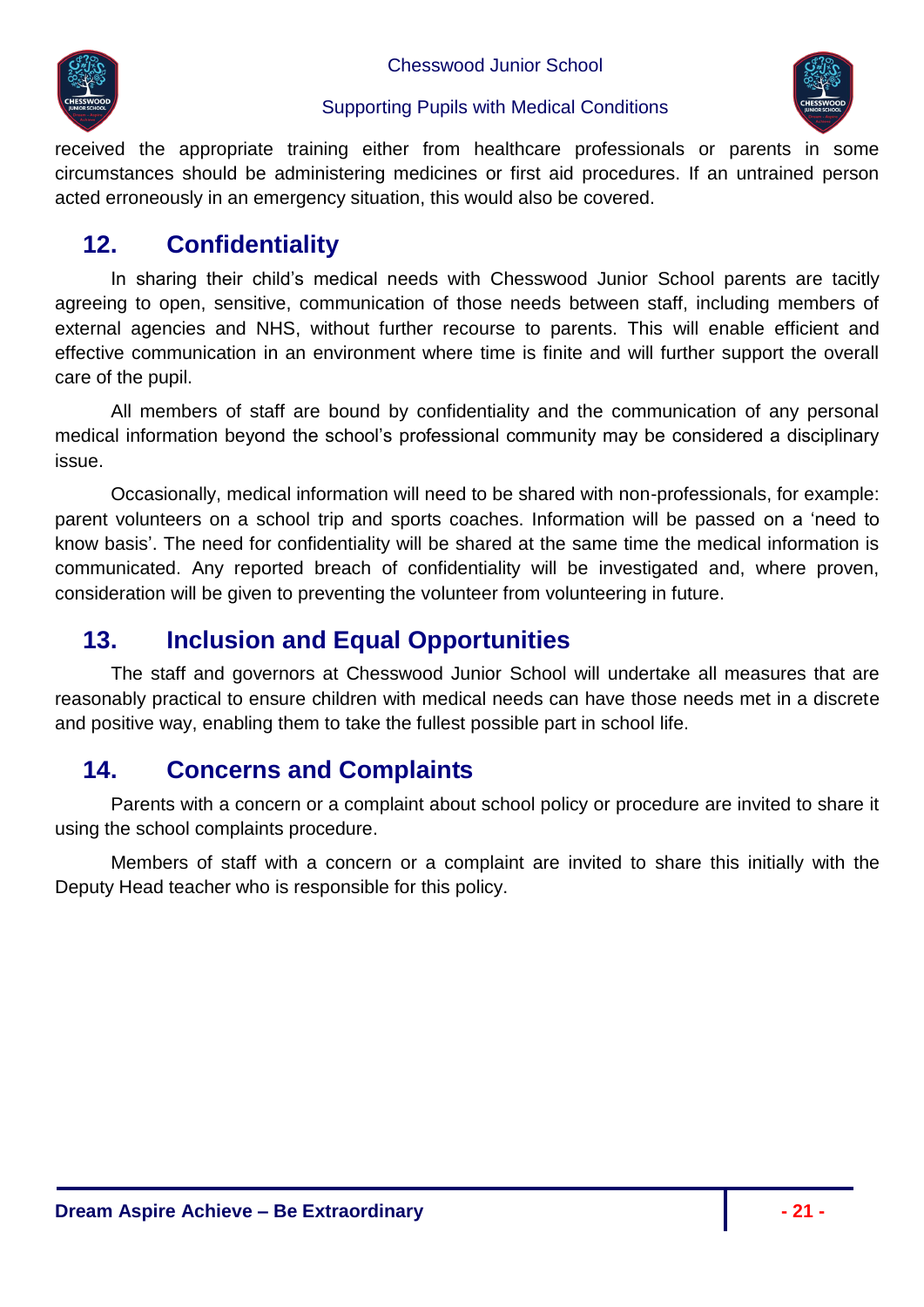received the appropriate training either from healthcare professionals or parents in some circumstances should be administering medicines or first aid procedures. If an untrained person acted erroneously in an emergency situation, this would also be covered.

## 12. Confidentiality

In sharing their child's medical needs with Chesswood Junior School parents are tacitly agreeing to open, sensitive, communication of those needs between staff, including members of external agencies and NHS, without further recourse to parents. This will enable efficient and effective communication in an environment where time is finite and will further support the overall care of the pupil.

All members of staff are bound by confidentiality and the communication of any personal medical information beyond the school's professional community may be considered a disciplinary issue.

Occasionally, medical information will need to be shared with non-professionals, for example: parent volunteers on a school trip and sports coaches. Information will be passed on a 'need to know basis'. The need for confidentiality will be shared at the same time the medical information is communicated. Any reported breach of confidentiality will be investigated and, where proven, consideration will be given to preventing the volunteer from volunteering in future.

## 13. Inclusion and Equal Opportunities

The staff and governors at Chesswood Junior School will undertake all measures that are reasonably practical to ensure children with medical needs can have those needs met in a discrete and positive way, enabling them to take the fullest possible part in school life.

## 14. Concerns and Complaints

Parents with a concern or a complaint about school policy or procedure are invited to share it using the school complaints procedure.

Members of staff with a concern or a complaint are invited to share this initially with the Deputy Head teacher who is responsible for this policy.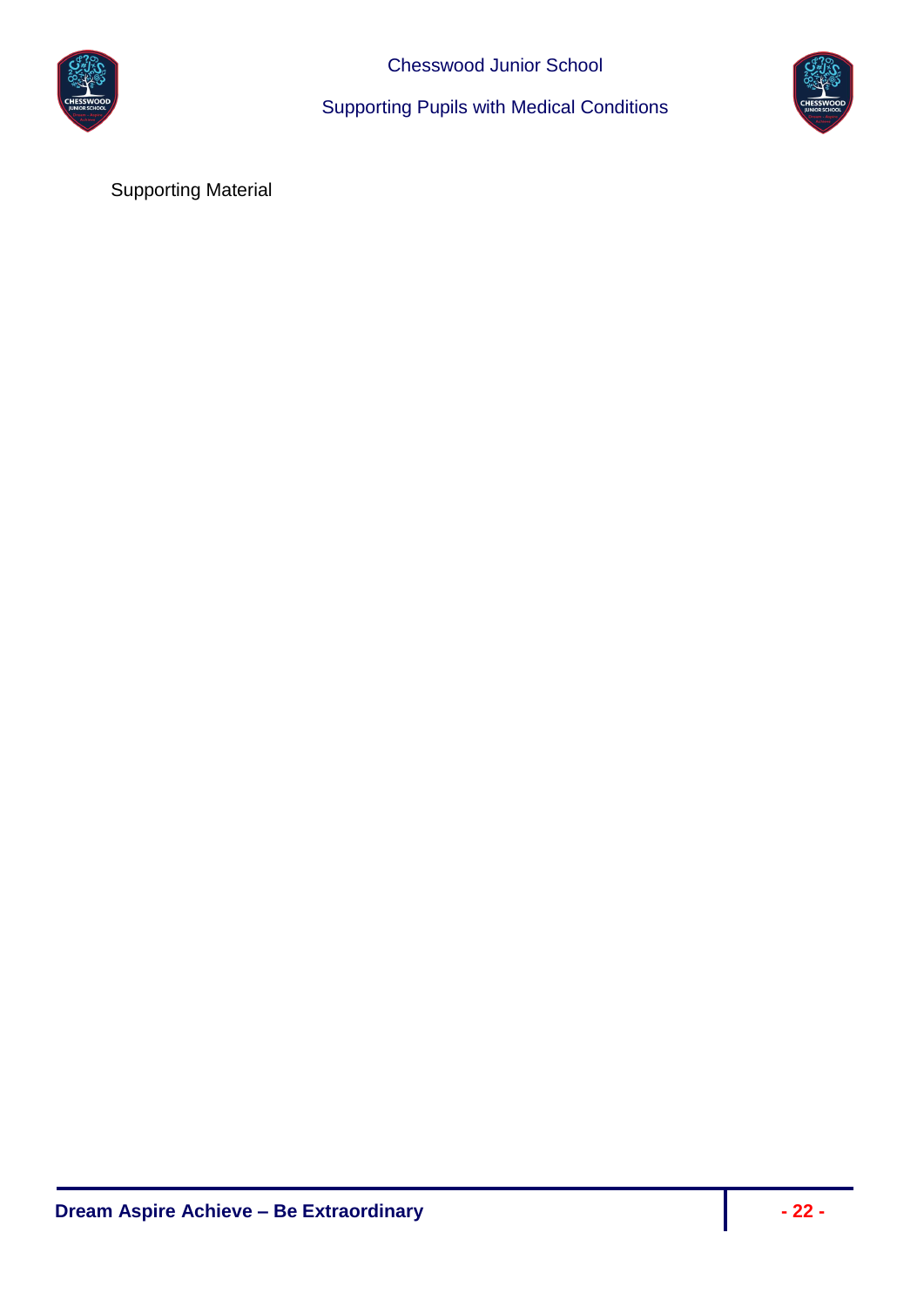Supporting Material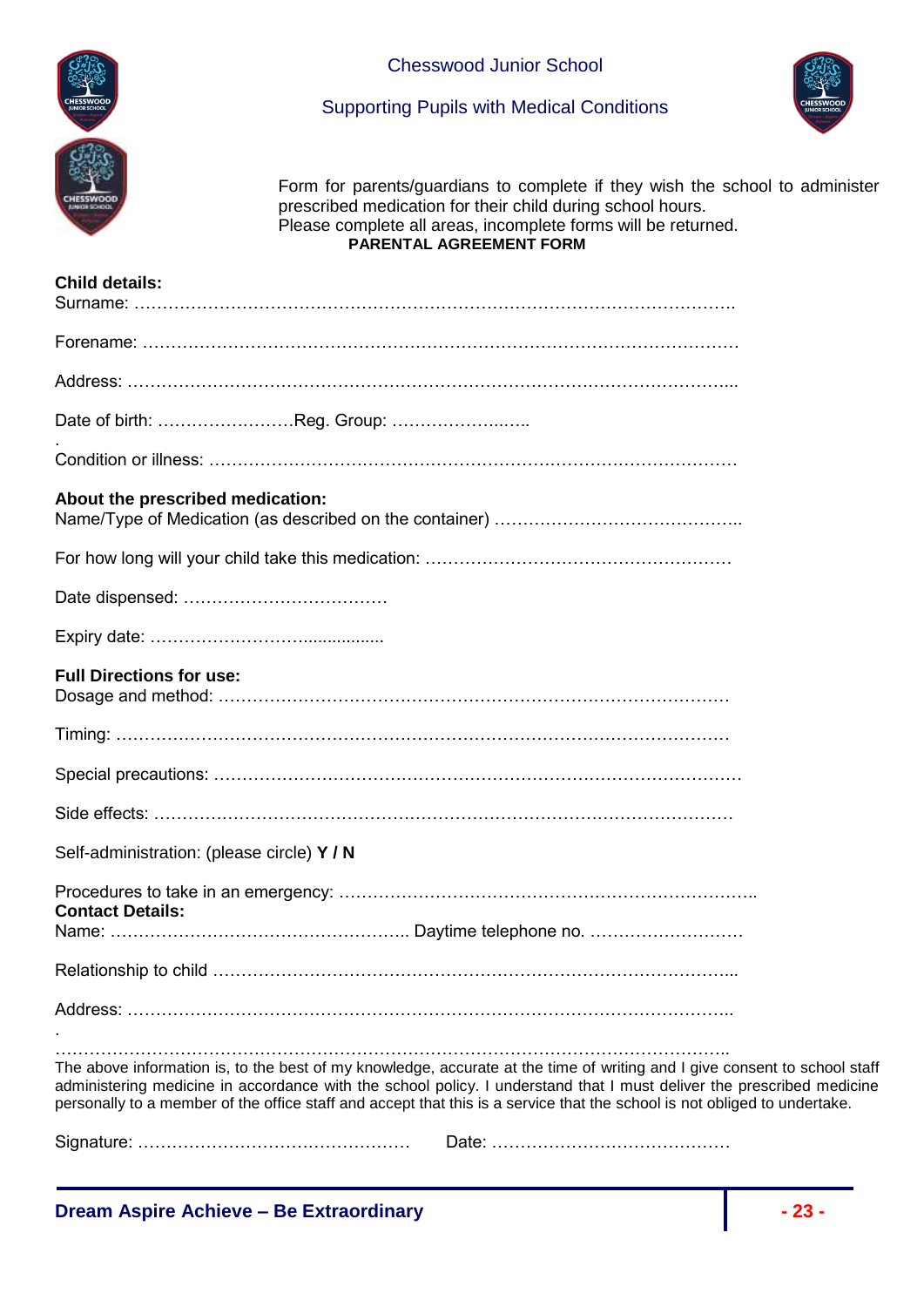Chesswood Junior School

Supporting Pupils with Medical Conditions

Form for parents/guardians to complete if they wish the school to administer prescribed medication for their child during school hours.
Please complete all areas, incomplete forms will be returned.

**PARENTAL AGREEMENT FORM**

**Child details:**

Surname: …………………………………………………………………………………………….

Forename: ………………………………………………………………………………………….

Address: ……………………………………………………………………………………………...

Date of birth: ……………………Reg. Group: …………………..…..

Condition or illness: ………………………………………………………………………………

**About the prescribed medication:**

Name/Type of Medication (as described on the container) ……………………………………..

For how long will your child take this medication: ………………………………………………

Date dispensed: ………………………………

Expiry date: ……………………….................

**Full Directions for use:**

Dosage and method: ………………………………………………………………………………

Timing: ………………………………………………………………………………………………

Special precautions: ………………………………………………………………………………

Side effects: …………………………………………………………………………………………

Self-administration: (please circle) **Y / N**

Procedures to take in an emergency: ……………………………………………………………..

**Contact Details:**

Name: …………………………………………….. Daytime telephone no. ………………………

Relationship to child ……………………………………………………………………………...

Address: ……………………………………………………………………………………………..

……………………………………………………………………………………………………………..

The above information is, to the best of my knowledge, accurate at the time of writing and I give consent to school staff administering medicine in accordance with the school policy. I understand that I must deliver the prescribed medicine personally to a member of the office staff and accept that this is a service that the school is not obliged to undertake.

Signature: …………………………………………  Date: ……………………………………

**Dream Aspire Achieve – Be Extraordinary**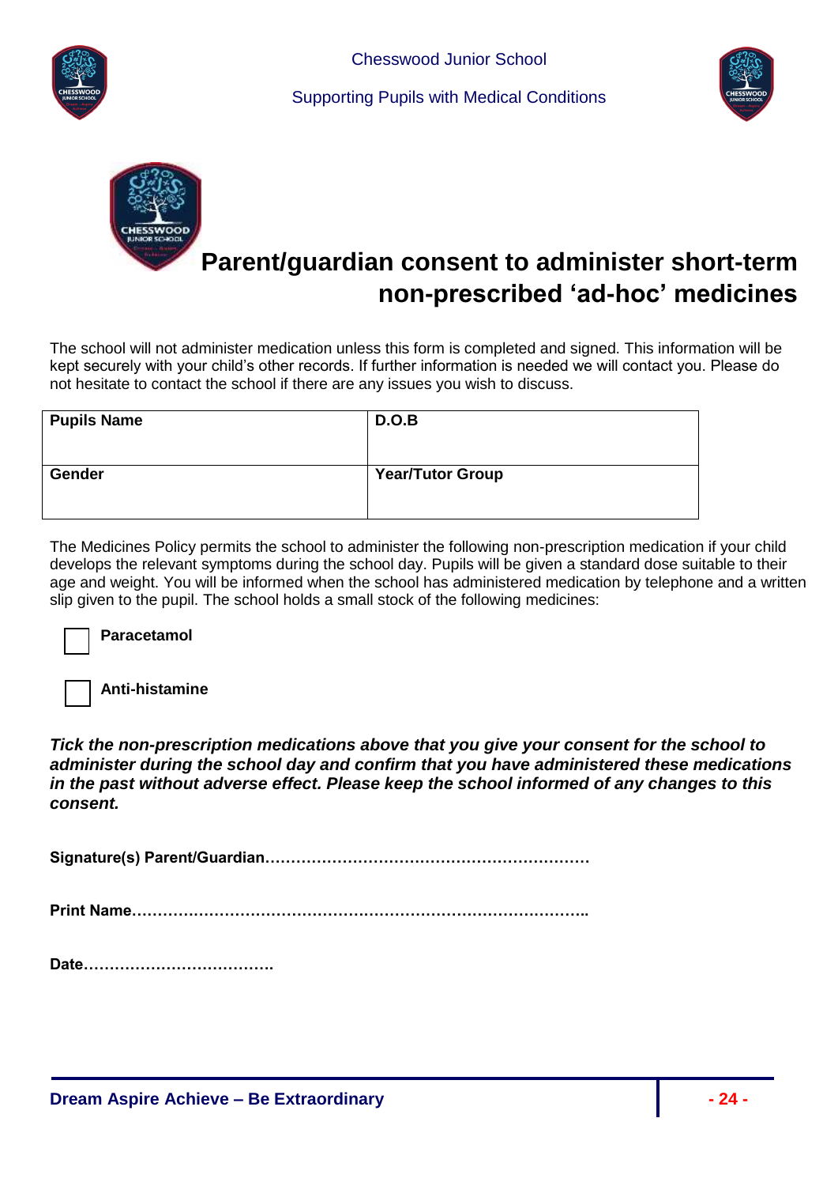# Parent/guardian consent to administer short-term non-prescribed 'ad-hoc' medicines

The school will not administer medication unless this form is completed and signed. This information will be kept securely with your child's other records. If further information is needed we will contact you. Please do not hesitate to contact the school if there are any issues you wish to discuss.

| **Pupils Name** | **D.O.B** |
|---|---|
| **Gender** | **Year/Tutor Group** |

The Medicines Policy permits the school to administer the following non-prescription medication if your child develops the relevant symptoms during the school day. Pupils will be given a standard dose suitable to their age and weight. You will be informed when the school has administered medication by telephone and a written slip given to the pupil. The school holds a small stock of the following medicines:

- ☐ **Paracetamol**
- ☐ **Anti-histamine**

***Tick the non-prescription medications above that you give your consent for the school to administer during the school day and confirm that you have administered these medications in the past without adverse effect. Please keep the school informed of any changes to this consent.***

**Signature(s) Parent/Guardian………………………………………………………**

**Print Name……………………………………………………………………………..**

**Date……………………………….**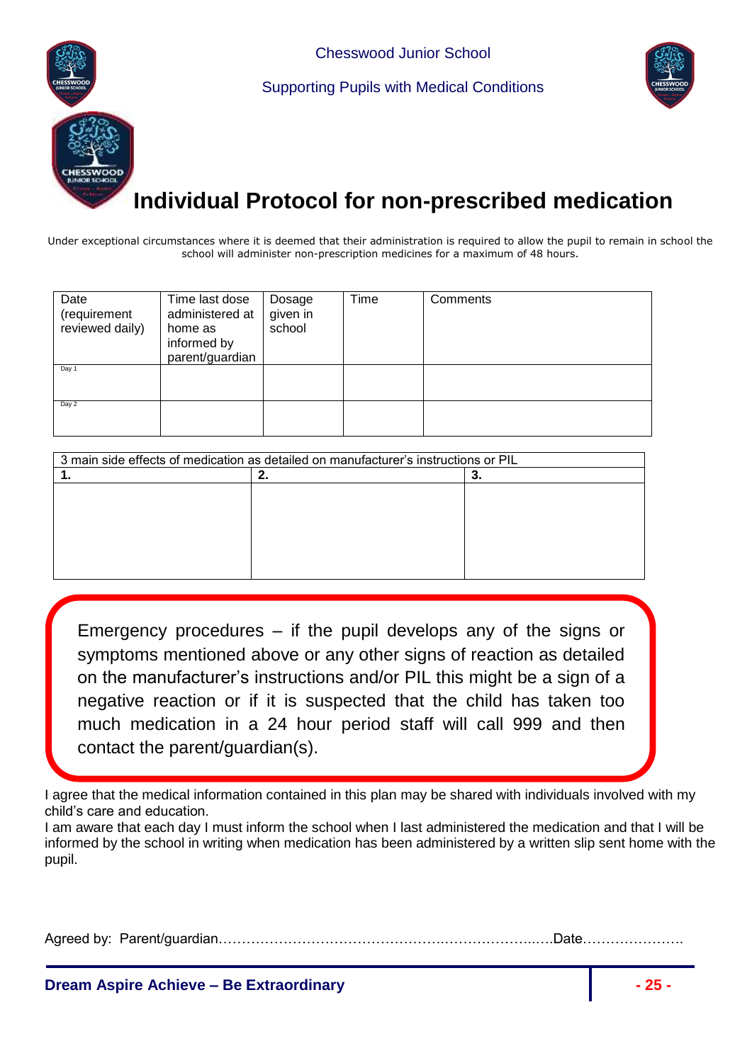# Individual Protocol for non-prescribed medication

Under exceptional circumstances where it is deemed that their administration is required to allow the pupil to remain in school the school will administer non-prescription medicines for a maximum of 48 hours.

| Date (requirement reviewed daily) | Time last dose administered at home as informed by parent/guardian | Dosage given in school | Time | Comments |
|---|---|---|---|---|
| Day 1 | | | | |
| Day 2 | | | | |

| 3 main side effects of medication as detailed on manufacturer's instructions or PIL | | |
|---|---|---|
| **1.** | **2.** | **3.** |
| | | |

Emergency procedures – if the pupil develops any of the signs or symptoms mentioned above or any other signs of reaction as detailed on the manufacturer's instructions and/or PIL this might be a sign of a negative reaction or if it is suspected that the child has taken too much medication in a 24 hour period staff will call 999 and then contact the parent/guardian(s).

I agree that the medical information contained in this plan may be shared with individuals involved with my child's care and education.

I am aware that each day I must inform the school when I last administered the medication and that I will be informed by the school in writing when medication has been administered by a written slip sent home with the pupil.

Agreed by: Parent/guardian………………………………………….…………………..….Date………………….